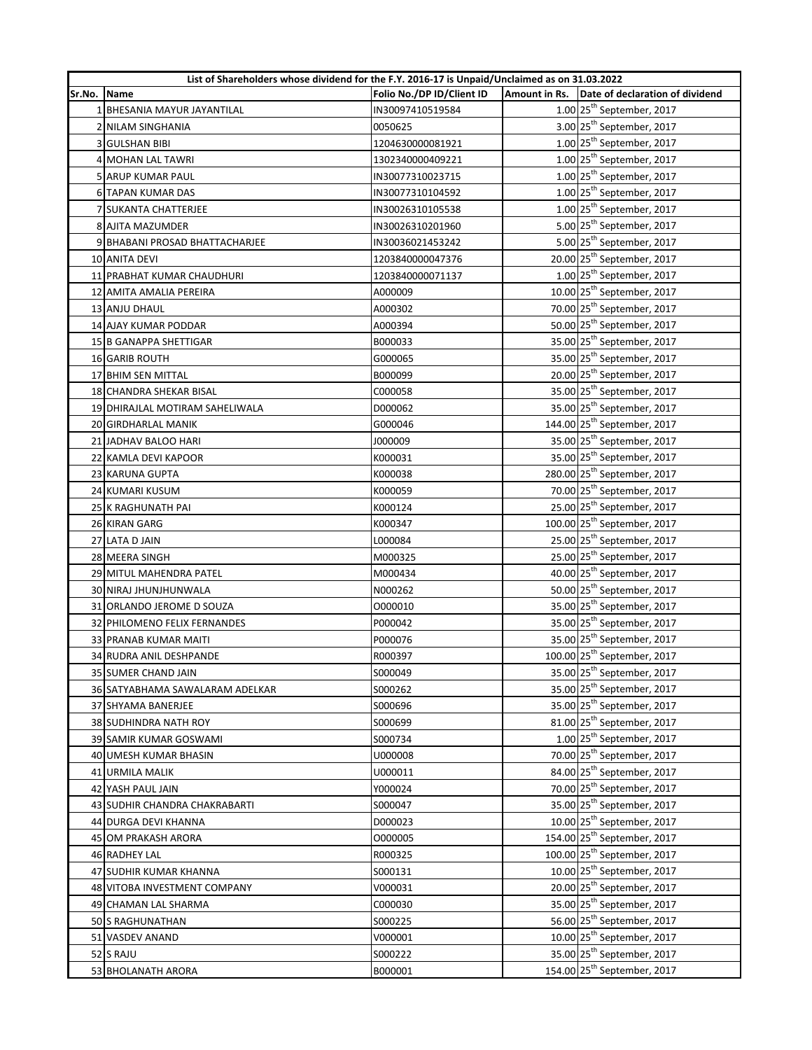| List of Shareholders whose dividend for the F.Y. 2016-17 is Unpaid/Unclaimed as on 31.03.2022 | | | | |
|---|---|---|---|---|
| Sr.No. | Name | Folio No./DP ID/Client ID | Amount in Rs. | Date of declaration of dividend |
| 1 | BHESANIA MAYUR JAYANTILAL | IN30097410519584 | 1.00 | 25th September, 2017 |
| 2 | NILAM SINGHANIA | 0050625 | 3.00 | 25th September, 2017 |
| 3 | GULSHAN BIBI | 1204630000081921 | 1.00 | 25th September, 2017 |
| 4 | MOHAN LAL TAWRI | 1302340000409221 | 1.00 | 25th September, 2017 |
| 5 | ARUP KUMAR PAUL | IN30077310023715 | 1.00 | 25th September, 2017 |
| 6 | TAPAN KUMAR DAS | IN30077310104592 | 1.00 | 25th September, 2017 |
| 7 | SUKANTA CHATTERJEE | IN30026310105538 | 1.00 | 25th September, 2017 |
| 8 | AJITA MAZUMDER | IN30026310201960 | 5.00 | 25th September, 2017 |
| 9 | BHABANI PROSAD BHATTACHARJEE | IN30036021453242 | 5.00 | 25th September, 2017 |
| 10 | ANITA DEVI | 1203840000047376 | 20.00 | 25th September, 2017 |
| 11 | PRABHAT KUMAR CHAUDHURI | 1203840000071137 | 1.00 | 25th September, 2017 |
| 12 | AMITA AMALIA PEREIRA | A000009 | 10.00 | 25th September, 2017 |
| 13 | ANJU DHAUL | A000302 | 70.00 | 25th September, 2017 |
| 14 | AJAY KUMAR PODDAR | A000394 | 50.00 | 25th September, 2017 |
| 15 | B GANAPPA SHETTIGAR | B000033 | 35.00 | 25th September, 2017 |
| 16 | GARIB ROUTH | G000065 | 35.00 | 25th September, 2017 |
| 17 | BHIM SEN MITTAL | B000099 | 20.00 | 25th September, 2017 |
| 18 | CHANDRA SHEKAR BISAL | C000058 | 35.00 | 25th September, 2017 |
| 19 | DHIRAJLAL MOTIRAM SAHELIWALA | D000062 | 35.00 | 25th September, 2017 |
| 20 | GIRDHARLAL MANIK | G000046 | 144.00 | 25th September, 2017 |
| 21 | JADHAV BALOO HARI | J000009 | 35.00 | 25th September, 2017 |
| 22 | KAMLA DEVI KAPOOR | K000031 | 35.00 | 25th September, 2017 |
| 23 | KARUNA GUPTA | K000038 | 280.00 | 25th September, 2017 |
| 24 | KUMARI KUSUM | K000059 | 70.00 | 25th September, 2017 |
| 25 | K RAGHUNATH PAI | K000124 | 25.00 | 25th September, 2017 |
| 26 | KIRAN GARG | K000347 | 100.00 | 25th September, 2017 |
| 27 | LATA D JAIN | L000084 | 25.00 | 25th September, 2017 |
| 28 | MEERA SINGH | M000325 | 25.00 | 25th September, 2017 |
| 29 | MITUL MAHENDRA PATEL | M000434 | 40.00 | 25th September, 2017 |
| 30 | NIRAJ JHUNJHUNWALA | N000262 | 50.00 | 25th September, 2017 |
| 31 | ORLANDO JEROME D SOUZA | O000010 | 35.00 | 25th September, 2017 |
| 32 | PHILOMENO FELIX FERNANDES | P000042 | 35.00 | 25th September, 2017 |
| 33 | PRANAB KUMAR MAITI | P000076 | 35.00 | 25th September, 2017 |
| 34 | RUDRA ANIL DESHPANDE | R000397 | 100.00 | 25th September, 2017 |
| 35 | SUMER CHAND JAIN | S000049 | 35.00 | 25th September, 2017 |
| 36 | SATYABHAMA SAWALARAM ADELKAR | S000262 | 35.00 | 25th September, 2017 |
| 37 | SHYAMA BANERJEE | S000696 | 35.00 | 25th September, 2017 |
| 38 | SUDHINDRA NATH ROY | S000699 | 81.00 | 25th September, 2017 |
| 39 | SAMIR KUMAR GOSWAMI | S000734 | 1.00 | 25th September, 2017 |
| 40 | UMESH KUMAR BHASIN | U000008 | 70.00 | 25th September, 2017 |
| 41 | URMILA MALIK | U000011 | 84.00 | 25th September, 2017 |
| 42 | YASH PAUL JAIN | Y000024 | 70.00 | 25th September, 2017 |
| 43 | SUDHIR CHANDRA CHAKRABARTI | S000047 | 35.00 | 25th September, 2017 |
| 44 | DURGA DEVI KHANNA | D000023 | 10.00 | 25th September, 2017 |
| 45 | OM PRAKASH ARORA | O000005 | 154.00 | 25th September, 2017 |
| 46 | RADHEY LAL | R000325 | 100.00 | 25th September, 2017 |
| 47 | SUDHIR KUMAR KHANNA | S000131 | 10.00 | 25th September, 2017 |
| 48 | VITOBA INVESTMENT COMPANY | V000031 | 20.00 | 25th September, 2017 |
| 49 | CHAMAN LAL SHARMA | C000030 | 35.00 | 25th September, 2017 |
| 50 | S RAGHUNATHAN | S000225 | 56.00 | 25th September, 2017 |
| 51 | VASDEV ANAND | V000001 | 10.00 | 25th September, 2017 |
| 52 | S RAJU | S000222 | 35.00 | 25th September, 2017 |
| 53 | BHOLANATH ARORA | B000001 | 154.00 | 25th September, 2017 |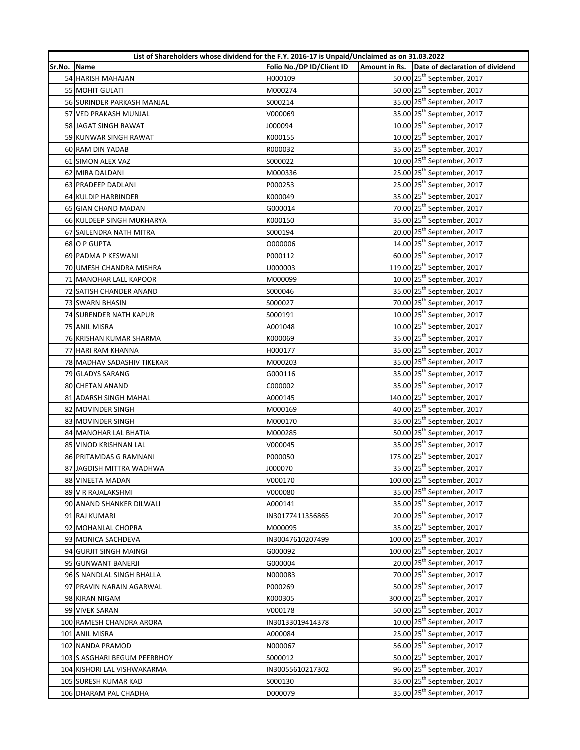| List of Shareholders whose dividend for the F.Y. 2016-17 is Unpaid/Unclaimed as on 31.03.2022 | | | | |
|---|---|---|---|---|
| Sr.No. | Name | Folio No./DP ID/Client ID | Amount in Rs. | Date of declaration of dividend |
| 54 | HARISH MAHAJAN | H000109 | 50.00 | 25th September, 2017 |
| 55 | MOHIT GULATI | M000274 | 50.00 | 25th September, 2017 |
| 56 | SURINDER PARKASH MANJAL | S000214 | 35.00 | 25th September, 2017 |
| 57 | VED PRAKASH MUNJAL | V000069 | 35.00 | 25th September, 2017 |
| 58 | JAGAT SINGH RAWAT | J000094 | 10.00 | 25th September, 2017 |
| 59 | KUNWAR SINGH RAWAT | K000155 | 10.00 | 25th September, 2017 |
| 60 | RAM DIN YADAB | R000032 | 35.00 | 25th September, 2017 |
| 61 | SIMON ALEX VAZ | S000022 | 10.00 | 25th September, 2017 |
| 62 | MIRA DALDANI | M000336 | 25.00 | 25th September, 2017 |
| 63 | PRADEEP DADLANI | P000253 | 25.00 | 25th September, 2017 |
| 64 | KULDIP HARBINDER | K000049 | 35.00 | 25th September, 2017 |
| 65 | GIAN CHAND MADAN | G000014 | 70.00 | 25th September, 2017 |
| 66 | KULDEEP SINGH MUKHARYA | K000150 | 35.00 | 25th September, 2017 |
| 67 | SAILENDRA NATH MITRA | S000194 | 20.00 | 25th September, 2017 |
| 68 | O P GUPTA | O000006 | 14.00 | 25th September, 2017 |
| 69 | PADMA P KESWANI | P000112 | 60.00 | 25th September, 2017 |
| 70 | UMESH CHANDRA MISHRA | U000003 | 119.00 | 25th September, 2017 |
| 71 | MANOHAR LALL KAPOOR | M000099 | 10.00 | 25th September, 2017 |
| 72 | SATISH CHANDER ANAND | S000046 | 35.00 | 25th September, 2017 |
| 73 | SWARN BHASIN | S000027 | 70.00 | 25th September, 2017 |
| 74 | SURENDER NATH KAPUR | S000191 | 10.00 | 25th September, 2017 |
| 75 | ANIL MISRA | A001048 | 10.00 | 25th September, 2017 |
| 76 | KRISHAN KUMAR SHARMA | K000069 | 35.00 | 25th September, 2017 |
| 77 | HARI RAM KHANNA | H000177 | 35.00 | 25th September, 2017 |
| 78 | MADHAV SADASHIV TIKEKAR | M000203 | 35.00 | 25th September, 2017 |
| 79 | GLADYS SARANG | G000116 | 35.00 | 25th September, 2017 |
| 80 | CHETAN ANAND | C000002 | 35.00 | 25th September, 2017 |
| 81 | ADARSH SINGH MAHAL | A000145 | 140.00 | 25th September, 2017 |
| 82 | MOVINDER SINGH | M000169 | 40.00 | 25th September, 2017 |
| 83 | MOVINDER SINGH | M000170 | 35.00 | 25th September, 2017 |
| 84 | MANOHAR LAL BHATIA | M000285 | 50.00 | 25th September, 2017 |
| 85 | VINOD KRISHNAN LAL | V000045 | 35.00 | 25th September, 2017 |
| 86 | PRITAMDAS G RAMNANI | P000050 | 175.00 | 25th September, 2017 |
| 87 | JAGDISH MITTRA WADHWA | J000070 | 35.00 | 25th September, 2017 |
| 88 | VINEETA MADAN | V000170 | 100.00 | 25th September, 2017 |
| 89 | V R RAJALAKSHMI | V000080 | 35.00 | 25th September, 2017 |
| 90 | ANAND SHANKER DILWALI | A000141 | 35.00 | 25th September, 2017 |
| 91 | RAJ KUMARI | IN30177411356865 | 20.00 | 25th September, 2017 |
| 92 | MOHANLAL CHOPRA | M000095 | 35.00 | 25th September, 2017 |
| 93 | MONICA SACHDEVA | IN30047610207499 | 100.00 | 25th September, 2017 |
| 94 | GURJIT SINGH MAINGI | G000092 | 100.00 | 25th September, 2017 |
| 95 | GUNWANT BANERJI | G000004 | 20.00 | 25th September, 2017 |
| 96 | S NANDLAL SINGH BHALLA | N000083 | 70.00 | 25th September, 2017 |
| 97 | PRAVIN NARAIN AGARWAL | P000269 | 50.00 | 25th September, 2017 |
| 98 | KIRAN NIGAM | K000305 | 300.00 | 25th September, 2017 |
| 99 | VIVEK SARAN | V000178 | 50.00 | 25th September, 2017 |
| 100 | RAMESH CHANDRA ARORA | IN30133019414378 | 10.00 | 25th September, 2017 |
| 101 | ANIL MISRA | A000084 | 25.00 | 25th September, 2017 |
| 102 | NANDA PRAMOD | N000067 | 56.00 | 25th September, 2017 |
| 103 | S ASGHARI BEGUM PEERBHOY | S000012 | 50.00 | 25th September, 2017 |
| 104 | KISHORI LAL VISHWAKARMA | IN30055610217302 | 96.00 | 25th September, 2017 |
| 105 | SURESH KUMAR KAD | S000130 | 35.00 | 25th September, 2017 |
| 106 | DHARAM PAL CHADHA | D000079 | 35.00 | 25th September, 2017 |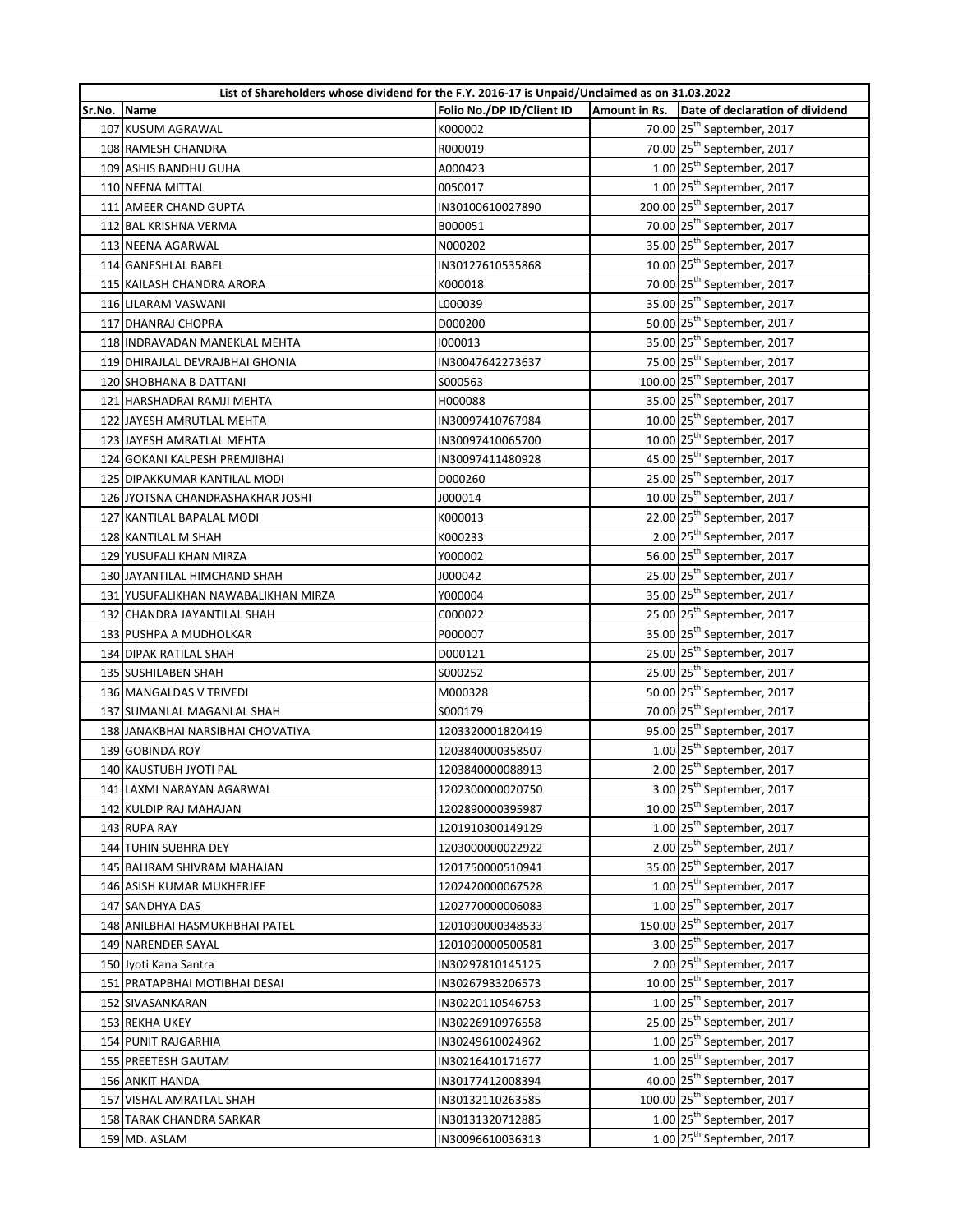| List of Shareholders whose dividend for the F.Y. 2016-17 is Unpaid/Unclaimed as on 31.03.2022 | | | | |
|---|---|---|---|---|
| Sr.No. | Name | Folio No./DP ID/Client ID | Amount in Rs. | Date of declaration of dividend |
| 107 | KUSUM AGRAWAL | K000002 | 70.00 | 25th September, 2017 |
| 108 | RAMESH CHANDRA | R000019 | 70.00 | 25th September, 2017 |
| 109 | ASHIS BANDHU GUHA | A000423 | 1.00 | 25th September, 2017 |
| 110 | NEENA MITTAL | 0050017 | 1.00 | 25th September, 2017 |
| 111 | AMEER CHAND GUPTA | IN30100610027890 | 200.00 | 25th September, 2017 |
| 112 | BAL KRISHNA VERMA | B000051 | 70.00 | 25th September, 2017 |
| 113 | NEENA AGARWAL | N000202 | 35.00 | 25th September, 2017 |
| 114 | GANESHLAL BABEL | IN30127610535868 | 10.00 | 25th September, 2017 |
| 115 | KAILASH CHANDRA ARORA | K000018 | 70.00 | 25th September, 2017 |
| 116 | LILARAM VASWANI | L000039 | 35.00 | 25th September, 2017 |
| 117 | DHANRAJ CHOPRA | D000200 | 50.00 | 25th September, 2017 |
| 118 | INDRAVADAN MANEKLAL MEHTA | I000013 | 35.00 | 25th September, 2017 |
| 119 | DHIRAJLAL DEVRAJBHAI GHONIA | IN30047642273637 | 75.00 | 25th September, 2017 |
| 120 | SHOBHANA B DATTANI | S000563 | 100.00 | 25th September, 2017 |
| 121 | HARSHADRAI RAMJI MEHTA | H000088 | 35.00 | 25th September, 2017 |
| 122 | JAYESH AMRUTLAL MEHTA | IN30097410767984 | 10.00 | 25th September, 2017 |
| 123 | JAYESH AMRATLAL MEHTA | IN30097410065700 | 10.00 | 25th September, 2017 |
| 124 | GOKANI KALPESH PREMJIBHAI | IN30097411480928 | 45.00 | 25th September, 2017 |
| 125 | DIPAKKUMAR KANTILAL MODI | D000260 | 25.00 | 25th September, 2017 |
| 126 | JYOTSNA CHANDRASHAKHAR JOSHI | J000014 | 10.00 | 25th September, 2017 |
| 127 | KANTILAL BAPALAL MODI | K000013 | 22.00 | 25th September, 2017 |
| 128 | KANTILAL M SHAH | K000233 | 2.00 | 25th September, 2017 |
| 129 | YUSUFALI KHAN MIRZA | Y000002 | 56.00 | 25th September, 2017 |
| 130 | JAYANTILAL HIMCHAND SHAH | J000042 | 25.00 | 25th September, 2017 |
| 131 | YUSUFALIKHAN NAWABALIKHAN MIRZA | Y000004 | 35.00 | 25th September, 2017 |
| 132 | CHANDRA JAYANTILAL SHAH | C000022 | 25.00 | 25th September, 2017 |
| 133 | PUSHPA A MUDHOLKAR | P000007 | 35.00 | 25th September, 2017 |
| 134 | DIPAK RATILAL SHAH | D000121 | 25.00 | 25th September, 2017 |
| 135 | SUSHILABEN SHAH | S000252 | 25.00 | 25th September, 2017 |
| 136 | MANGALDAS V TRIVEDI | M000328 | 50.00 | 25th September, 2017 |
| 137 | SUMANLAL MAGANLAL SHAH | S000179 | 70.00 | 25th September, 2017 |
| 138 | JANAKBHAI NARSIBHAI CHOVATIYA | 1203320001820419 | 95.00 | 25th September, 2017 |
| 139 | GOBINDA ROY | 1203840000358507 | 1.00 | 25th September, 2017 |
| 140 | KAUSTUBH JYOTI PAL | 1203840000088913 | 2.00 | 25th September, 2017 |
| 141 | LAXMI NARAYAN AGARWAL | 1202300000020750 | 3.00 | 25th September, 2017 |
| 142 | KULDIP RAJ MAHAJAN | 1202890000395987 | 10.00 | 25th September, 2017 |
| 143 | RUPA RAY | 1201910300149129 | 1.00 | 25th September, 2017 |
| 144 | TUHIN SUBHRA DEY | 1203000000022922 | 2.00 | 25th September, 2017 |
| 145 | BALIRAM SHIVRAM MAHAJAN | 1201750000510941 | 35.00 | 25th September, 2017 |
| 146 | ASISH KUMAR MUKHERJEE | 1202420000067528 | 1.00 | 25th September, 2017 |
| 147 | SANDHYA DAS | 1202770000006083 | 1.00 | 25th September, 2017 |
| 148 | ANILBHAI HASMUKHBHAI PATEL | 1201090000348533 | 150.00 | 25th September, 2017 |
| 149 | NARENDER SAYAL | 1201090000500581 | 3.00 | 25th September, 2017 |
| 150 | Jyoti Kana Santra | IN30297810145125 | 2.00 | 25th September, 2017 |
| 151 | PRATAPBHAI MOTIBHAI DESAI | IN30267933206573 | 10.00 | 25th September, 2017 |
| 152 | SIVASANKARAN | IN30220110546753 | 1.00 | 25th September, 2017 |
| 153 | REKHA UKEY | IN30226910976558 | 25.00 | 25th September, 2017 |
| 154 | PUNIT RAJGARHIA | IN30249610024962 | 1.00 | 25th September, 2017 |
| 155 | PREETESH GAUTAM | IN30216410171677 | 1.00 | 25th September, 2017 |
| 156 | ANKIT HANDA | IN30177412008394 | 40.00 | 25th September, 2017 |
| 157 | VISHAL AMRATLAL SHAH | IN30132110263585 | 100.00 | 25th September, 2017 |
| 158 | TARAK CHANDRA SARKAR | IN30131320712885 | 1.00 | 25th September, 2017 |
| 159 | MD. ASLAM | IN30096610036313 | 1.00 | 25th September, 2017 |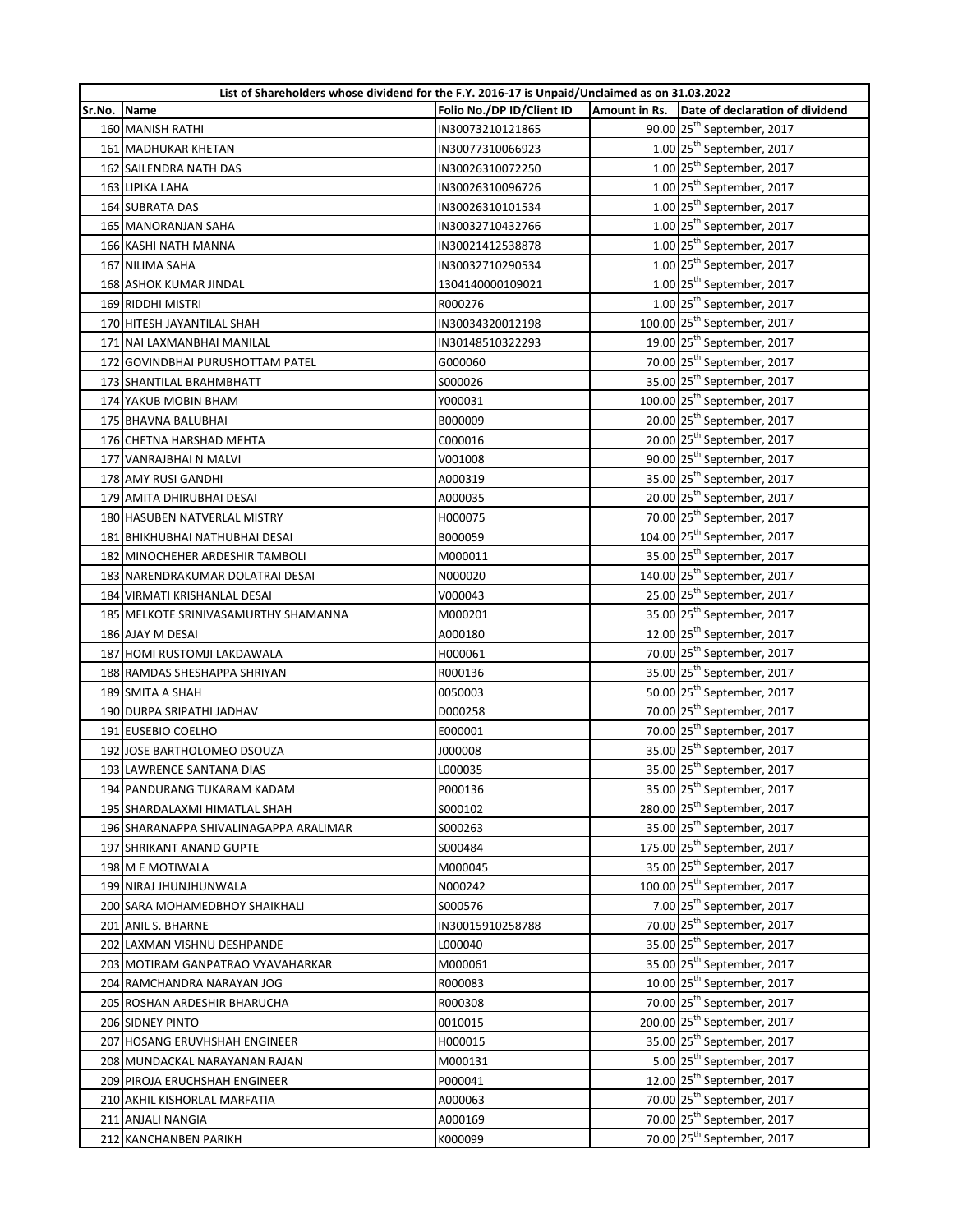| List of Shareholders whose dividend for the F.Y. 2016-17 is Unpaid/Unclaimed as on 31.03.2022 | | | | |
|---|---|---|---|---|
| Sr.No. | Name | Folio No./DP ID/Client ID | Amount in Rs. | Date of declaration of dividend |
| 160 | MANISH RATHI | IN30073210121865 | 90.00 | 25th September, 2017 |
| 161 | MADHUKAR KHETAN | IN30077310066923 | 1.00 | 25th September, 2017 |
| 162 | SAILENDRA NATH DAS | IN30026310072250 | 1.00 | 25th September, 2017 |
| 163 | LIPIKA LAHA | IN30026310096726 | 1.00 | 25th September, 2017 |
| 164 | SUBRATA DAS | IN30026310101534 | 1.00 | 25th September, 2017 |
| 165 | MANORANJAN SAHA | IN30032710432766 | 1.00 | 25th September, 2017 |
| 166 | KASHI NATH MANNA | IN30021412538878 | 1.00 | 25th September, 2017 |
| 167 | NILIMA SAHA | IN30032710290534 | 1.00 | 25th September, 2017 |
| 168 | ASHOK KUMAR JINDAL | 1304140000109021 | 1.00 | 25th September, 2017 |
| 169 | RIDDHI MISTRI | R000276 | 1.00 | 25th September, 2017 |
| 170 | HITESH JAYANTILAL SHAH | IN30034320012198 | 100.00 | 25th September, 2017 |
| 171 | NAI LAXMANBHAI MANILAL | IN30148510322293 | 19.00 | 25th September, 2017 |
| 172 | GOVINDBHAI PURUSHOTTAM PATEL | G000060 | 70.00 | 25th September, 2017 |
| 173 | SHANTILAL BRAHMBHATT | S000026 | 35.00 | 25th September, 2017 |
| 174 | YAKUB MOBIN BHAM | Y000031 | 100.00 | 25th September, 2017 |
| 175 | BHAVNA BALUBHAI | B000009 | 20.00 | 25th September, 2017 |
| 176 | CHETNA HARSHAD MEHTA | C000016 | 20.00 | 25th September, 2017 |
| 177 | VANRAJBHAI N MALVI | V001008 | 90.00 | 25th September, 2017 |
| 178 | AMY RUSI GANDHI | A000319 | 35.00 | 25th September, 2017 |
| 179 | AMITA DHIRUBHAI DESAI | A000035 | 20.00 | 25th September, 2017 |
| 180 | HASUBEN NATVERLAL MISTRY | H000075 | 70.00 | 25th September, 2017 |
| 181 | BHIKHUBHAI NATHUBHAI DESAI | B000059 | 104.00 | 25th September, 2017 |
| 182 | MINOCHEHER ARDESHIR TAMBOLI | M000011 | 35.00 | 25th September, 2017 |
| 183 | NARENDRAKUMAR DOLATRAI DESAI | N000020 | 140.00 | 25th September, 2017 |
| 184 | VIRMATI KRISHANLAL DESAI | V000043 | 25.00 | 25th September, 2017 |
| 185 | MELKOTE SRINIVASAMURTHY SHAMANNA | M000201 | 35.00 | 25th September, 2017 |
| 186 | AJAY M DESAI | A000180 | 12.00 | 25th September, 2017 |
| 187 | HOMI RUSTOMJI LAKDAWALA | H000061 | 70.00 | 25th September, 2017 |
| 188 | RAMDAS SHESHAPPA SHRIYAN | R000136 | 35.00 | 25th September, 2017 |
| 189 | SMITA A SHAH | 0050003 | 50.00 | 25th September, 2017 |
| 190 | DURPA SRIPATHI JADHAV | D000258 | 70.00 | 25th September, 2017 |
| 191 | EUSEBIO COELHO | E000001 | 70.00 | 25th September, 2017 |
| 192 | JOSE BARTHOLOMEO DSOUZA | J000008 | 35.00 | 25th September, 2017 |
| 193 | LAWRENCE SANTANA DIAS | L000035 | 35.00 | 25th September, 2017 |
| 194 | PANDURANG TUKARAM KADAM | P000136 | 35.00 | 25th September, 2017 |
| 195 | SHARDALAXMI HIMATLAL SHAH | S000102 | 280.00 | 25th September, 2017 |
| 196 | SHARANAPPA SHIVALINAGAPPA ARALIMAR | S000263 | 35.00 | 25th September, 2017 |
| 197 | SHRIKANT ANAND GUPTE | S000484 | 175.00 | 25th September, 2017 |
| 198 | M E MOTIWALA | M000045 | 35.00 | 25th September, 2017 |
| 199 | NIRAJ JHUNJHUNWALA | N000242 | 100.00 | 25th September, 2017 |
| 200 | SARA MOHAMEDBHOY SHAIKHALI | S000576 | 7.00 | 25th September, 2017 |
| 201 | ANIL S. BHARNE | IN30015910258788 | 70.00 | 25th September, 2017 |
| 202 | LAXMAN VISHNU DESHPANDE | L000040 | 35.00 | 25th September, 2017 |
| 203 | MOTIRAM GANPATRAO VYAVAHARKAR | M000061 | 35.00 | 25th September, 2017 |
| 204 | RAMCHANDRA NARAYAN JOG | R000083 | 10.00 | 25th September, 2017 |
| 205 | ROSHAN ARDESHIR BHARUCHA | R000308 | 70.00 | 25th September, 2017 |
| 206 | SIDNEY PINTO | 0010015 | 200.00 | 25th September, 2017 |
| 207 | HOSANG ERUVHSHAH ENGINEER | H000015 | 35.00 | 25th September, 2017 |
| 208 | MUNDACKAL NARAYANAN RAJAN | M000131 | 5.00 | 25th September, 2017 |
| 209 | PIROJA ERUCHSHAH ENGINEER | P000041 | 12.00 | 25th September, 2017 |
| 210 | AKHIL KISHORLAL MARFATIA | A000063 | 70.00 | 25th September, 2017 |
| 211 | ANJALI NANGIA | A000169 | 70.00 | 25th September, 2017 |
| 212 | KANCHANBEN PARIKH | K000099 | 70.00 | 25th September, 2017 |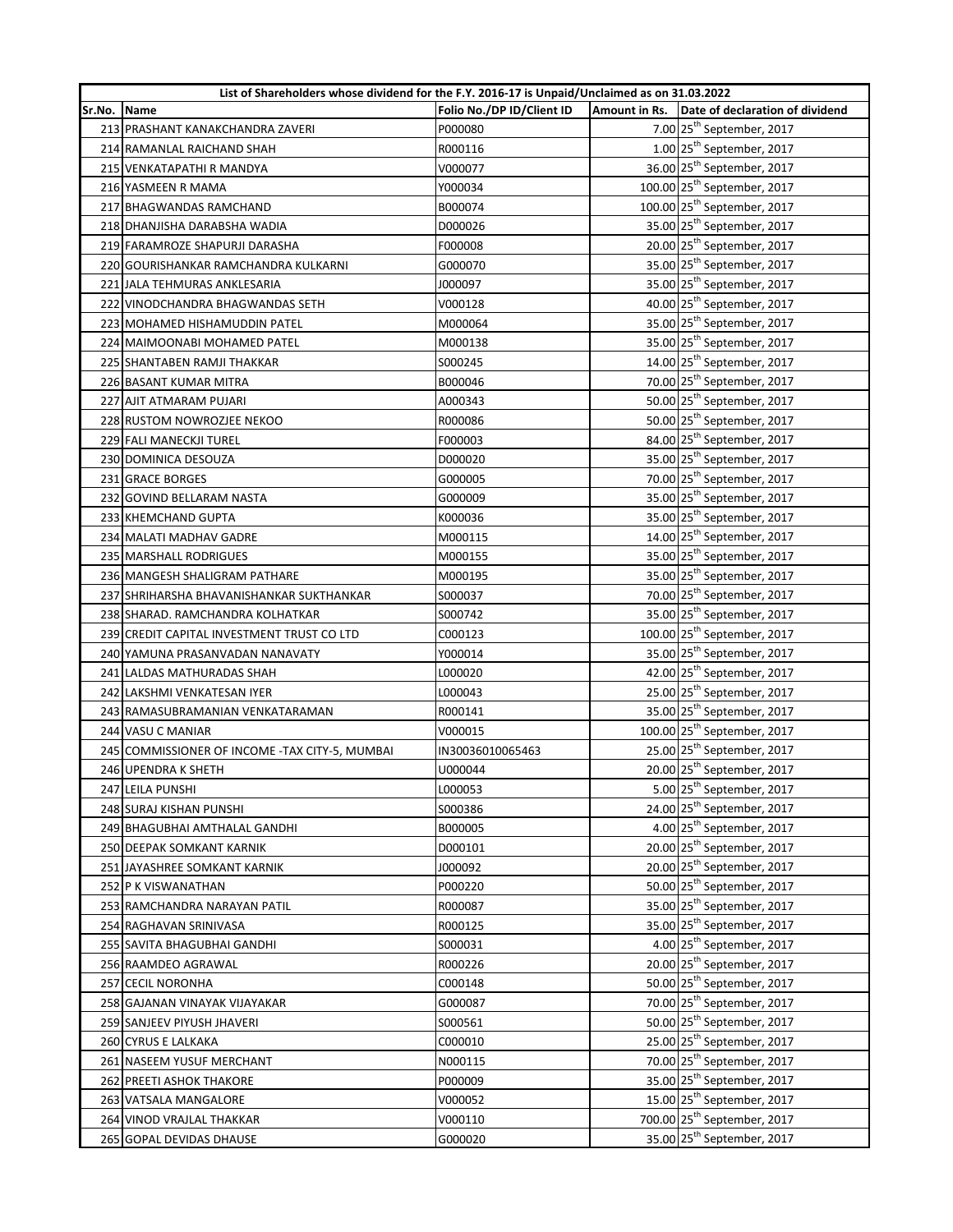| List of Shareholders whose dividend for the F.Y. 2016-17 is Unpaid/Unclaimed as on 31.03.2022 | | | | |
|---|---|---|---|---|
| Sr.No. | Name | Folio No./DP ID/Client ID | Amount in Rs. | Date of declaration of dividend |
| 213 | PRASHANT KANAKCHANDRA ZAVERI | P000080 | 7.00 | 25th September, 2017 |
| 214 | RAMANLAL RAICHAND SHAH | R000116 | 1.00 | 25th September, 2017 |
| 215 | VENKATAPATHI R MANDYA | V000077 | 36.00 | 25th September, 2017 |
| 216 | YASMEEN R MAMA | Y000034 | 100.00 | 25th September, 2017 |
| 217 | BHAGWANDAS RAMCHAND | B000074 | 100.00 | 25th September, 2017 |
| 218 | DHANJISHA DARABSHA WADIA | D000026 | 35.00 | 25th September, 2017 |
| 219 | FARAMROZE SHAPURJI DARASHA | F000008 | 20.00 | 25th September, 2017 |
| 220 | GOURISHANKAR RAMCHANDRA KULKARNI | G000070 | 35.00 | 25th September, 2017 |
| 221 | JALA TEHMURAS ANKLESARIA | J000097 | 35.00 | 25th September, 2017 |
| 222 | VINODCHANDRA BHAGWANDAS SETH | V000128 | 40.00 | 25th September, 2017 |
| 223 | MOHAMED HISHAMUDDIN PATEL | M000064 | 35.00 | 25th September, 2017 |
| 224 | MAIMOONABI MOHAMED PATEL | M000138 | 35.00 | 25th September, 2017 |
| 225 | SHANTABEN RAMJI THAKKAR | S000245 | 14.00 | 25th September, 2017 |
| 226 | BASANT KUMAR MITRA | B000046 | 70.00 | 25th September, 2017 |
| 227 | AJIT ATMARAM PUJARI | A000343 | 50.00 | 25th September, 2017 |
| 228 | RUSTOM NOWROZJEE NEKOO | R000086 | 50.00 | 25th September, 2017 |
| 229 | FALI MANECKJI TUREL | F000003 | 84.00 | 25th September, 2017 |
| 230 | DOMINICA DESOUZA | D000020 | 35.00 | 25th September, 2017 |
| 231 | GRACE BORGES | G000005 | 70.00 | 25th September, 2017 |
| 232 | GOVIND BELLARAM NASTA | G000009 | 35.00 | 25th September, 2017 |
| 233 | KHEMCHAND GUPTA | K000036 | 35.00 | 25th September, 2017 |
| 234 | MALATI MADHAV GADRE | M000115 | 14.00 | 25th September, 2017 |
| 235 | MARSHALL RODRIGUES | M000155 | 35.00 | 25th September, 2017 |
| 236 | MANGESH SHALIGRAM PATHARE | M000195 | 35.00 | 25th September, 2017 |
| 237 | SHRIHARSHA BHAVANISHANKAR SUKTHANKAR | S000037 | 70.00 | 25th September, 2017 |
| 238 | SHARAD. RAMCHANDRA KOLHATKAR | S000742 | 35.00 | 25th September, 2017 |
| 239 | CREDIT CAPITAL INVESTMENT TRUST CO LTD | C000123 | 100.00 | 25th September, 2017 |
| 240 | YAMUNA PRASANVADAN NANAVATY | Y000014 | 35.00 | 25th September, 2017 |
| 241 | LALDAS MATHURADAS SHAH | L000020 | 42.00 | 25th September, 2017 |
| 242 | LAKSHMI VENKATESAN IYER | L000043 | 25.00 | 25th September, 2017 |
| 243 | RAMASUBRAMANIAN VENKATARAMAN | R000141 | 35.00 | 25th September, 2017 |
| 244 | VASU C MANIAR | V000015 | 100.00 | 25th September, 2017 |
| 245 | COMMISSIONER OF INCOME -TAX CITY-5, MUMBAI | IN30036010065463 | 25.00 | 25th September, 2017 |
| 246 | UPENDRA K SHETH | U000044 | 20.00 | 25th September, 2017 |
| 247 | LEILA PUNSHI | L000053 | 5.00 | 25th September, 2017 |
| 248 | SURAJ KISHAN PUNSHI | S000386 | 24.00 | 25th September, 2017 |
| 249 | BHAGUBHAI AMTHALAL GANDHI | B000005 | 4.00 | 25th September, 2017 |
| 250 | DEEPAK SOMKANT KARNIK | D000101 | 20.00 | 25th September, 2017 |
| 251 | JAYASHREE SOMKANT KARNIK | J000092 | 20.00 | 25th September, 2017 |
| 252 | P K VISWANATHAN | P000220 | 50.00 | 25th September, 2017 |
| 253 | RAMCHANDRA NARAYAN PATIL | R000087 | 35.00 | 25th September, 2017 |
| 254 | RAGHAVAN SRINIVASA | R000125 | 35.00 | 25th September, 2017 |
| 255 | SAVITA BHAGUBHAI GANDHI | S000031 | 4.00 | 25th September, 2017 |
| 256 | RAAMDEO AGRAWAL | R000226 | 20.00 | 25th September, 2017 |
| 257 | CECIL NORONHA | C000148 | 50.00 | 25th September, 2017 |
| 258 | GAJANAN VINAYAK VIJAYAKAR | G000087 | 70.00 | 25th September, 2017 |
| 259 | SANJEEV PIYUSH JHAVERI | S000561 | 50.00 | 25th September, 2017 |
| 260 | CYRUS E LALKAKA | C000010 | 25.00 | 25th September, 2017 |
| 261 | NASEEM YUSUF MERCHANT | N000115 | 70.00 | 25th September, 2017 |
| 262 | PREETI ASHOK THAKORE | P000009 | 35.00 | 25th September, 2017 |
| 263 | VATSALA MANGALORE | V000052 | 15.00 | 25th September, 2017 |
| 264 | VINOD VRAJLAL THAKKAR | V000110 | 700.00 | 25th September, 2017 |
| 265 | GOPAL DEVIDAS DHAUSE | G000020 | 35.00 | 25th September, 2017 |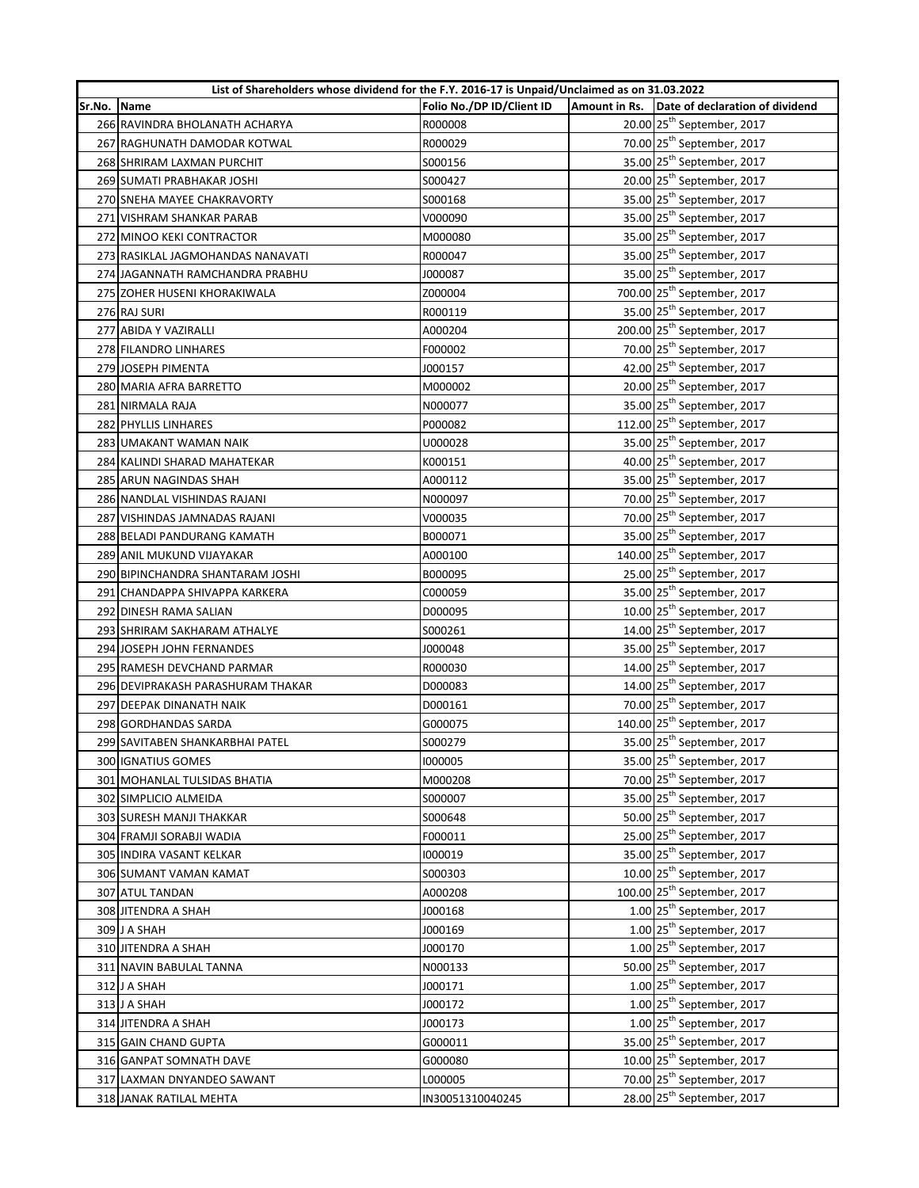| List of Shareholders whose dividend for the F.Y. 2016-17 is Unpaid/Unclaimed as on 31.03.2022 | | | | |
|---|---|---|---|---|
| Sr.No. | Name | Folio No./DP ID/Client ID | Amount in Rs. | Date of declaration of dividend |
| 266 | RAVINDRA BHOLANATH ACHARYA | R000008 | 20.00 | 25th September, 2017 |
| 267 | RAGHUNATH DAMODAR KOTWAL | R000029 | 70.00 | 25th September, 2017 |
| 268 | SHRIRAM LAXMAN PURCHIT | S000156 | 35.00 | 25th September, 2017 |
| 269 | SUMATI PRABHAKAR JOSHI | S000427 | 20.00 | 25th September, 2017 |
| 270 | SNEHA MAYEE CHAKRAVORTY | S000168 | 35.00 | 25th September, 2017 |
| 271 | VISHRAM SHANKAR PARAB | V000090 | 35.00 | 25th September, 2017 |
| 272 | MINOO KEKI CONTRACTOR | M000080 | 35.00 | 25th September, 2017 |
| 273 | RASIKLAL JAGMOHANDAS NANAVATI | R000047 | 35.00 | 25th September, 2017 |
| 274 | JAGANNATH RAMCHANDRA PRABHU | J000087 | 35.00 | 25th September, 2017 |
| 275 | ZOHER HUSENI KHORAKIWALA | Z000004 | 700.00 | 25th September, 2017 |
| 276 | RAJ SURI | R000119 | 35.00 | 25th September, 2017 |
| 277 | ABIDA Y VAZIRALLI | A000204 | 200.00 | 25th September, 2017 |
| 278 | FILANDRO LINHARES | F000002 | 70.00 | 25th September, 2017 |
| 279 | JOSEPH PIMENTA | J000157 | 42.00 | 25th September, 2017 |
| 280 | MARIA AFRA BARRETTO | M000002 | 20.00 | 25th September, 2017 |
| 281 | NIRMALA RAJA | N000077 | 35.00 | 25th September, 2017 |
| 282 | PHYLLIS LINHARES | P000082 | 112.00 | 25th September, 2017 |
| 283 | UMAKANT WAMAN NAIK | U000028 | 35.00 | 25th September, 2017 |
| 284 | KALINDI SHARAD MAHATEKAR | K000151 | 40.00 | 25th September, 2017 |
| 285 | ARUN NAGINDAS SHAH | A000112 | 35.00 | 25th September, 2017 |
| 286 | NANDLAL VISHINDAS RAJANI | N000097 | 70.00 | 25th September, 2017 |
| 287 | VISHINDAS JAMNADAS RAJANI | V000035 | 70.00 | 25th September, 2017 |
| 288 | BELADI PANDURANG KAMATH | B000071 | 35.00 | 25th September, 2017 |
| 289 | ANIL MUKUND VIJAYAKAR | A000100 | 140.00 | 25th September, 2017 |
| 290 | BIPINCHANDRA SHANTARAM JOSHI | B000095 | 25.00 | 25th September, 2017 |
| 291 | CHANDAPPA SHIVAPPA KARKERA | C000059 | 35.00 | 25th September, 2017 |
| 292 | DINESH RAMA SALIAN | D000095 | 10.00 | 25th September, 2017 |
| 293 | SHRIRAM SAKHARAM ATHALYE | S000261 | 14.00 | 25th September, 2017 |
| 294 | JOSEPH JOHN FERNANDES | J000048 | 35.00 | 25th September, 2017 |
| 295 | RAMESH DEVCHAND PARMAR | R000030 | 14.00 | 25th September, 2017 |
| 296 | DEVIPRAKASH PARASHURAM THAKAR | D000083 | 14.00 | 25th September, 2017 |
| 297 | DEEPAK DINANATH NAIK | D000161 | 70.00 | 25th September, 2017 |
| 298 | GORDHANDAS SARDA | G000075 | 140.00 | 25th September, 2017 |
| 299 | SAVITABEN SHANKARBHAI PATEL | S000279 | 35.00 | 25th September, 2017 |
| 300 | IGNATIUS GOMES | I000005 | 35.00 | 25th September, 2017 |
| 301 | MOHANLAL TULSIDAS BHATIA | M000208 | 70.00 | 25th September, 2017 |
| 302 | SIMPLICIO ALMEIDA | S000007 | 35.00 | 25th September, 2017 |
| 303 | SURESH MANJI THAKKAR | S000648 | 50.00 | 25th September, 2017 |
| 304 | FRAMJI SORABJI WADIA | F000011 | 25.00 | 25th September, 2017 |
| 305 | INDIRA VASANT KELKAR | I000019 | 35.00 | 25th September, 2017 |
| 306 | SUMANT VAMAN KAMAT | S000303 | 10.00 | 25th September, 2017 |
| 307 | ATUL TANDAN | A000208 | 100.00 | 25th September, 2017 |
| 308 | JITENDRA A SHAH | J000168 | 1.00 | 25th September, 2017 |
| 309 | J A SHAH | J000169 | 1.00 | 25th September, 2017 |
| 310 | JITENDRA A SHAH | J000170 | 1.00 | 25th September, 2017 |
| 311 | NAVIN BABULAL TANNA | N000133 | 50.00 | 25th September, 2017 |
| 312 | J A SHAH | J000171 | 1.00 | 25th September, 2017 |
| 313 | J A SHAH | J000172 | 1.00 | 25th September, 2017 |
| 314 | JITENDRA A SHAH | J000173 | 1.00 | 25th September, 2017 |
| 315 | GAIN CHAND GUPTA | G000011 | 35.00 | 25th September, 2017 |
| 316 | GANPAT SOMNATH DAVE | G000080 | 10.00 | 25th September, 2017 |
| 317 | LAXMAN DNYANDEO SAWANT | L000005 | 70.00 | 25th September, 2017 |
| 318 | JANAK RATILAL MEHTA | IN30051310040245 | 28.00 | 25th September, 2017 |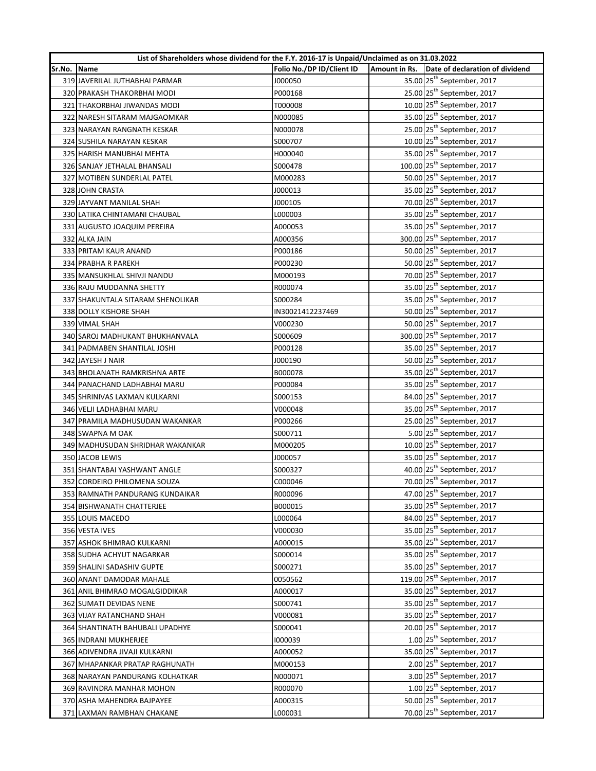| List of Shareholders whose dividend for the F.Y. 2016-17 is Unpaid/Unclaimed as on 31.03.2022 | | | | |
|---|---|---|---|---|
| Sr.No. | Name | Folio No./DP ID/Client ID | Amount in Rs. | Date of declaration of dividend |
| 319 | JAVERILAL JUTHABHAI PARMAR | J000050 | 35.00 | 25th September, 2017 |
| 320 | PRAKASH THAKORBHAI MODI | P000168 | 25.00 | 25th September, 2017 |
| 321 | THAKORBHAI JIWANDAS MODI | T000008 | 10.00 | 25th September, 2017 |
| 322 | NARESH SITARAM MAJGAOMKAR | N000085 | 35.00 | 25th September, 2017 |
| 323 | NARAYAN RANGNATH KESKAR | N000078 | 25.00 | 25th September, 2017 |
| 324 | SUSHILA NARAYAN KESKAR | S000707 | 10.00 | 25th September, 2017 |
| 325 | HARISH MANUBHAI MEHTA | H000040 | 35.00 | 25th September, 2017 |
| 326 | SANJAY JETHALAL BHANSALI | S000478 | 100.00 | 25th September, 2017 |
| 327 | MOTIBEN SUNDERLAL PATEL | M000283 | 50.00 | 25th September, 2017 |
| 328 | JOHN CRASTA | J000013 | 35.00 | 25th September, 2017 |
| 329 | JAYVANT MANILAL SHAH | J000105 | 70.00 | 25th September, 2017 |
| 330 | LATIKA CHINTAMANI CHAUBAL | L000003 | 35.00 | 25th September, 2017 |
| 331 | AUGUSTO JOAQUIM PEREIRA | A000053 | 35.00 | 25th September, 2017 |
| 332 | ALKA JAIN | A000356 | 300.00 | 25th September, 2017 |
| 333 | PRITAM KAUR ANAND | P000186 | 50.00 | 25th September, 2017 |
| 334 | PRABHA R PAREKH | P000230 | 50.00 | 25th September, 2017 |
| 335 | MANSUKHLAL SHIVJI NANDU | M000193 | 70.00 | 25th September, 2017 |
| 336 | RAJU MUDDANNA SHETTY | R000074 | 35.00 | 25th September, 2017 |
| 337 | SHAKUNTALA SITARAM SHENOLIKAR | S000284 | 35.00 | 25th September, 2017 |
| 338 | DOLLY KISHORE SHAH | IN30021412237469 | 50.00 | 25th September, 2017 |
| 339 | VIMAL SHAH | V000230 | 50.00 | 25th September, 2017 |
| 340 | SAROJ MADHUKANT BHUKHANVALA | S000609 | 300.00 | 25th September, 2017 |
| 341 | PADMABEN SHANTILAL JOSHI | P000128 | 35.00 | 25th September, 2017 |
| 342 | JAYESH J NAIR | J000190 | 50.00 | 25th September, 2017 |
| 343 | BHOLANATH RAMKRISHNA ARTE | B000078 | 35.00 | 25th September, 2017 |
| 344 | PANACHAND LADHABHAI MARU | P000084 | 35.00 | 25th September, 2017 |
| 345 | SHRINIVAS LAXMAN KULKARNI | S000153 | 84.00 | 25th September, 2017 |
| 346 | VELJI LADHABHAI MARU | V000048 | 35.00 | 25th September, 2017 |
| 347 | PRAMILA MADHUSUDAN WAKANKAR | P000266 | 25.00 | 25th September, 2017 |
| 348 | SWAPNA M OAK | S000711 | 5.00 | 25th September, 2017 |
| 349 | MADHUSUDAN SHRIDHAR WAKANKAR | M000205 | 10.00 | 25th September, 2017 |
| 350 | JACOB LEWIS | J000057 | 35.00 | 25th September, 2017 |
| 351 | SHANTABAI YASHWANT ANGLE | S000327 | 40.00 | 25th September, 2017 |
| 352 | CORDEIRO PHILOMENA SOUZA | C000046 | 70.00 | 25th September, 2017 |
| 353 | RAMNATH PANDURANG KUNDAIKAR | R000096 | 47.00 | 25th September, 2017 |
| 354 | BISHWANATH CHATTERJEE | B000015 | 35.00 | 25th September, 2017 |
| 355 | LOUIS MACEDO | L000064 | 84.00 | 25th September, 2017 |
| 356 | VESTA IVES | V000030 | 35.00 | 25th September, 2017 |
| 357 | ASHOK BHIMRAO KULKARNI | A000015 | 35.00 | 25th September, 2017 |
| 358 | SUDHA ACHYUT NAGARKAR | S000014 | 35.00 | 25th September, 2017 |
| 359 | SHALINI SADASHIV GUPTE | S000271 | 35.00 | 25th September, 2017 |
| 360 | ANANT DAMODAR MAHALE | 0050562 | 119.00 | 25th September, 2017 |
| 361 | ANIL BHIMRAO MOGALGIDDIKAR | A000017 | 35.00 | 25th September, 2017 |
| 362 | SUMATI DEVIDAS NENE | S000741 | 35.00 | 25th September, 2017 |
| 363 | VIJAY RATANCHAND SHAH | V000081 | 35.00 | 25th September, 2017 |
| 364 | SHANTINATH BAHUBALI UPADHYE | S000041 | 20.00 | 25th September, 2017 |
| 365 | INDRANI MUKHERJEE | I000039 | 1.00 | 25th September, 2017 |
| 366 | ADIVENDRA JIVAJI KULKARNI | A000052 | 35.00 | 25th September, 2017 |
| 367 | MHAPANKAR PRATAP RAGHUNATH | M000153 | 2.00 | 25th September, 2017 |
| 368 | NARAYAN PANDURANG KOLHATKAR | N000071 | 3.00 | 25th September, 2017 |
| 369 | RAVINDRA MANHAR MOHON | R000070 | 1.00 | 25th September, 2017 |
| 370 | ASHA MAHENDRA BAJPAYEE | A000315 | 50.00 | 25th September, 2017 |
| 371 | LAXMAN RAMBHAN CHAKANE | L000031 | 70.00 | 25th September, 2017 |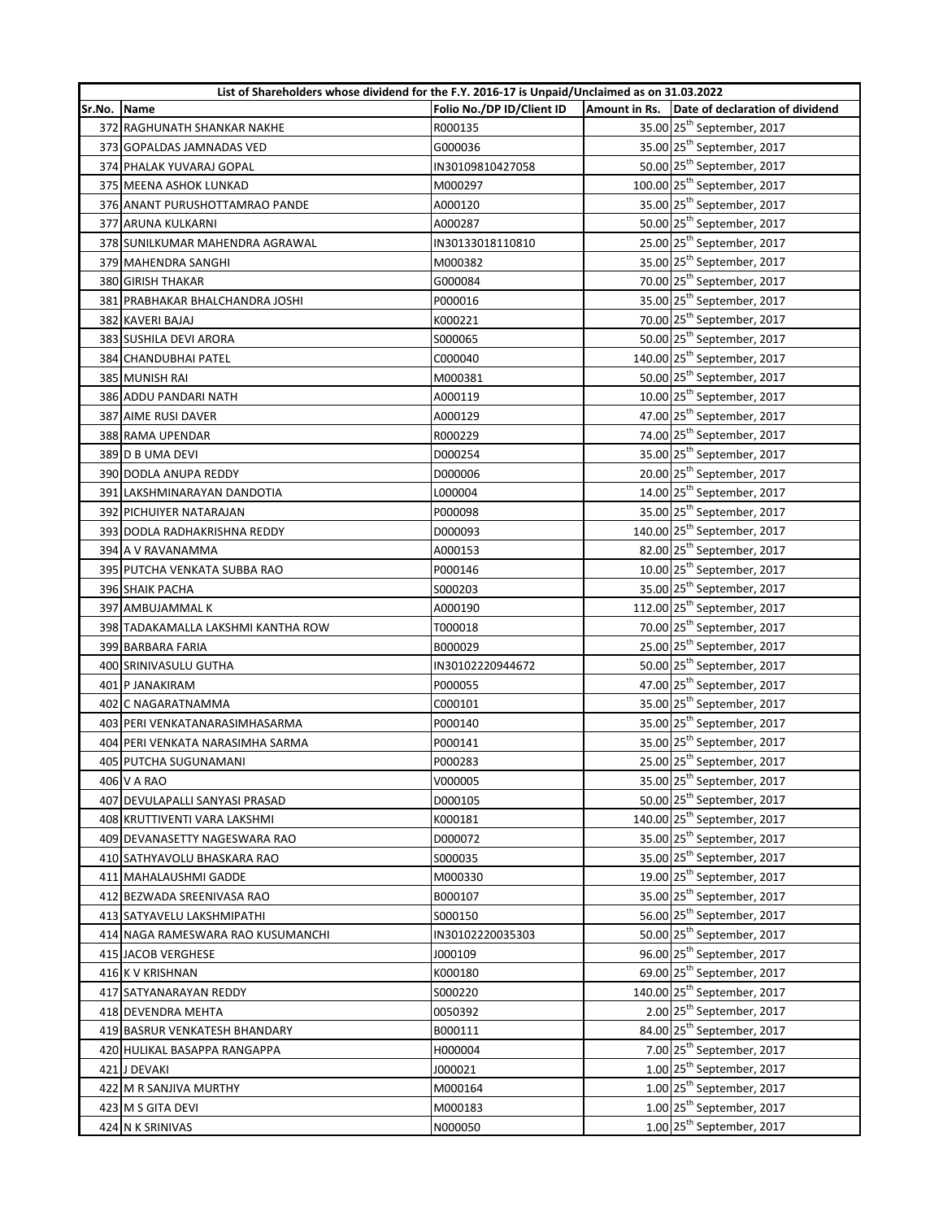| List of Shareholders whose dividend for the F.Y. 2016-17 is Unpaid/Unclaimed as on 31.03.2022 | | | | |
|---|---|---|---|---|
| Sr.No. | Name | Folio No./DP ID/Client ID | Amount in Rs. | Date of declaration of dividend |
| 372 | RAGHUNATH SHANKAR NAKHE | R000135 | 35.00 | 25th September, 2017 |
| 373 | GOPALDAS JAMNADAS VED | G000036 | 35.00 | 25th September, 2017 |
| 374 | PHALAK YUVARAJ GOPAL | IN30109810427058 | 50.00 | 25th September, 2017 |
| 375 | MEENA ASHOK LUNKAD | M000297 | 100.00 | 25th September, 2017 |
| 376 | ANANT PURUSHOTTAMRAO PANDE | A000120 | 35.00 | 25th September, 2017 |
| 377 | ARUNA KULKARNI | A000287 | 50.00 | 25th September, 2017 |
| 378 | SUNILKUMAR MAHENDRA AGRAWAL | IN30133018110810 | 25.00 | 25th September, 2017 |
| 379 | MAHENDRA SANGHI | M000382 | 35.00 | 25th September, 2017 |
| 380 | GIRISH THAKAR | G000084 | 70.00 | 25th September, 2017 |
| 381 | PRABHAKAR BHALCHANDRA JOSHI | P000016 | 35.00 | 25th September, 2017 |
| 382 | KAVERI BAJAJ | K000221 | 70.00 | 25th September, 2017 |
| 383 | SUSHILA DEVI ARORA | S000065 | 50.00 | 25th September, 2017 |
| 384 | CHANDUBHAI PATEL | C000040 | 140.00 | 25th September, 2017 |
| 385 | MUNISH RAI | M000381 | 50.00 | 25th September, 2017 |
| 386 | ADDU PANDARI NATH | A000119 | 10.00 | 25th September, 2017 |
| 387 | AIME RUSI DAVER | A000129 | 47.00 | 25th September, 2017 |
| 388 | RAMA UPENDAR | R000229 | 74.00 | 25th September, 2017 |
| 389 | D B UMA DEVI | D000254 | 35.00 | 25th September, 2017 |
| 390 | DODLA ANUPA REDDY | D000006 | 20.00 | 25th September, 2017 |
| 391 | LAKSHMINARAYAN DANDOTIA | L000004 | 14.00 | 25th September, 2017 |
| 392 | PICHUIYER NATARAJAN | P000098 | 35.00 | 25th September, 2017 |
| 393 | DODLA RADHAKRISHNA REDDY | D000093 | 140.00 | 25th September, 2017 |
| 394 | A V RAVANAMMA | A000153 | 82.00 | 25th September, 2017 |
| 395 | PUTCHA VENKATA SUBBA RAO | P000146 | 10.00 | 25th September, 2017 |
| 396 | SHAIK PACHA | S000203 | 35.00 | 25th September, 2017 |
| 397 | AMBUJAMMAL K | A000190 | 112.00 | 25th September, 2017 |
| 398 | TADAKAMALLA LAKSHMI KANTHA ROW | T000018 | 70.00 | 25th September, 2017 |
| 399 | BARBARA FARIA | B000029 | 25.00 | 25th September, 2017 |
| 400 | SRINIVASULU GUTHA | IN30102220944672 | 50.00 | 25th September, 2017 |
| 401 | P JANAKIRAM | P000055 | 47.00 | 25th September, 2017 |
| 402 | C NAGARATNAMMA | C000101 | 35.00 | 25th September, 2017 |
| 403 | PERI VENKATANARASIMHASARMA | P000140 | 35.00 | 25th September, 2017 |
| 404 | PERI VENKATA NARASIMHA SARMA | P000141 | 35.00 | 25th September, 2017 |
| 405 | PUTCHA SUGUNAMANI | P000283 | 25.00 | 25th September, 2017 |
| 406 | V A RAO | V000005 | 35.00 | 25th September, 2017 |
| 407 | DEVULAPALLI SANYASI PRASAD | D000105 | 50.00 | 25th September, 2017 |
| 408 | KRUTTIVENTI VARA LAKSHMI | K000181 | 140.00 | 25th September, 2017 |
| 409 | DEVANASETTY NAGESWARA RAO | D000072 | 35.00 | 25th September, 2017 |
| 410 | SATHYAVOLU BHASKARA RAO | S000035 | 35.00 | 25th September, 2017 |
| 411 | MAHALAUSHMI GADDE | M000330 | 19.00 | 25th September, 2017 |
| 412 | BEZWADA SREENIVASA RAO | B000107 | 35.00 | 25th September, 2017 |
| 413 | SATYAVELU LAKSHMIPATHI | S000150 | 56.00 | 25th September, 2017 |
| 414 | NAGA RAMESWARA RAO KUSUMANCHI | IN30102220035303 | 50.00 | 25th September, 2017 |
| 415 | JACOB VERGHESE | J000109 | 96.00 | 25th September, 2017 |
| 416 | K V KRISHNAN | K000180 | 69.00 | 25th September, 2017 |
| 417 | SATYANARAYAN REDDY | S000220 | 140.00 | 25th September, 2017 |
| 418 | DEVENDRA MEHTA | 0050392 | 2.00 | 25th September, 2017 |
| 419 | BASRUR VENKATESH BHANDARY | B000111 | 84.00 | 25th September, 2017 |
| 420 | HULIKAL BASAPPA RANGAPPA | H000004 | 7.00 | 25th September, 2017 |
| 421 | J DEVAKI | J000021 | 1.00 | 25th September, 2017 |
| 422 | M R SANJIVA MURTHY | M000164 | 1.00 | 25th September, 2017 |
| 423 | M S GITA DEVI | M000183 | 1.00 | 25th September, 2017 |
| 424 | N K SRINIVAS | N000050 | 1.00 | 25th September, 2017 |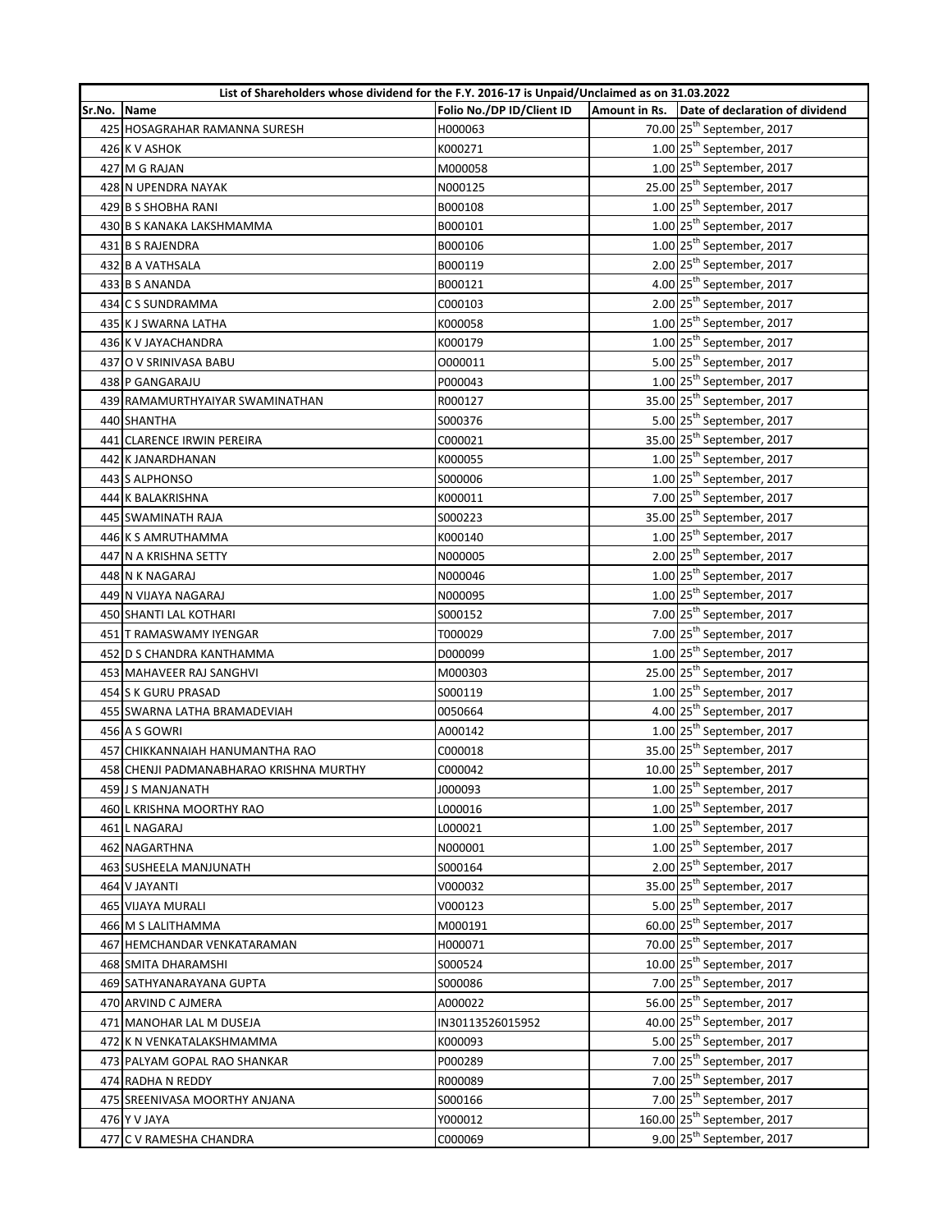| List of Shareholders whose dividend for the F.Y. 2016-17 is Unpaid/Unclaimed as on 31.03.2022 | | | | |
|---|---|---|---|---|
| Sr.No. | Name | Folio No./DP ID/Client ID | Amount in Rs. | Date of declaration of dividend |
| 425 | HOSAGRAHAR RAMANNA SURESH | H000063 | 70.00 | 25th September, 2017 |
| 426 | K V ASHOK | K000271 | 1.00 | 25th September, 2017 |
| 427 | M G RAJAN | M000058 | 1.00 | 25th September, 2017 |
| 428 | N UPENDRA NAYAK | N000125 | 25.00 | 25th September, 2017 |
| 429 | B S SHOBHA RANI | B000108 | 1.00 | 25th September, 2017 |
| 430 | B S KANAKA LAKSHMAMMA | B000101 | 1.00 | 25th September, 2017 |
| 431 | B S RAJENDRA | B000106 | 1.00 | 25th September, 2017 |
| 432 | B A VATHSALA | B000119 | 2.00 | 25th September, 2017 |
| 433 | B S ANANDA | B000121 | 4.00 | 25th September, 2017 |
| 434 | C S SUNDRAMMA | C000103 | 2.00 | 25th September, 2017 |
| 435 | K J SWARNA LATHA | K000058 | 1.00 | 25th September, 2017 |
| 436 | K V JAYACHANDRA | K000179 | 1.00 | 25th September, 2017 |
| 437 | O V SRINIVASA BABU | O000011 | 5.00 | 25th September, 2017 |
| 438 | P GANGARAJU | P000043 | 1.00 | 25th September, 2017 |
| 439 | RAMAMURTHYAIYAR SWAMINATHAN | R000127 | 35.00 | 25th September, 2017 |
| 440 | SHANTHA | S000376 | 5.00 | 25th September, 2017 |
| 441 | CLARENCE IRWIN PEREIRA | C000021 | 35.00 | 25th September, 2017 |
| 442 | K JANARDHANAN | K000055 | 1.00 | 25th September, 2017 |
| 443 | S ALPHONSO | S000006 | 1.00 | 25th September, 2017 |
| 444 | K BALAKRISHNA | K000011 | 7.00 | 25th September, 2017 |
| 445 | SWAMINATH RAJA | S000223 | 35.00 | 25th September, 2017 |
| 446 | K S AMRUTHAMMA | K000140 | 1.00 | 25th September, 2017 |
| 447 | N A KRISHNA SETTY | N000005 | 2.00 | 25th September, 2017 |
| 448 | N K NAGARAJ | N000046 | 1.00 | 25th September, 2017 |
| 449 | N VIJAYA NAGARAJ | N000095 | 1.00 | 25th September, 2017 |
| 450 | SHANTI LAL KOTHARI | S000152 | 7.00 | 25th September, 2017 |
| 451 | T RAMASWAMY IYENGAR | T000029 | 7.00 | 25th September, 2017 |
| 452 | D S CHANDRA KANTHAMMA | D000099 | 1.00 | 25th September, 2017 |
| 453 | MAHAVEER RAJ SANGHVI | M000303 | 25.00 | 25th September, 2017 |
| 454 | S K GURU PRASAD | S000119 | 1.00 | 25th September, 2017 |
| 455 | SWARNA LATHA BRAMADEVIAH | 0050664 | 4.00 | 25th September, 2017 |
| 456 | A S GOWRI | A000142 | 1.00 | 25th September, 2017 |
| 457 | CHIKKANNAIAH HANUMANTHA RAO | C000018 | 35.00 | 25th September, 2017 |
| 458 | CHENJI PADMANABHARAO KRISHNA MURTHY | C000042 | 10.00 | 25th September, 2017 |
| 459 | J S MANJANATH | J000093 | 1.00 | 25th September, 2017 |
| 460 | L KRISHNA MOORTHY RAO | L000016 | 1.00 | 25th September, 2017 |
| 461 | L NAGARAJ | L000021 | 1.00 | 25th September, 2017 |
| 462 | NAGARTHNA | N000001 | 1.00 | 25th September, 2017 |
| 463 | SUSHEELA MANJUNATH | S000164 | 2.00 | 25th September, 2017 |
| 464 | V JAYANTI | V000032 | 35.00 | 25th September, 2017 |
| 465 | VIJAYA MURALI | V000123 | 5.00 | 25th September, 2017 |
| 466 | M S LALITHAMMA | M000191 | 60.00 | 25th September, 2017 |
| 467 | HEMCHANDAR VENKATARAMAN | H000071 | 70.00 | 25th September, 2017 |
| 468 | SMITA DHARAMSHI | S000524 | 10.00 | 25th September, 2017 |
| 469 | SATHYANARAYANA GUPTA | S000086 | 7.00 | 25th September, 2017 |
| 470 | ARVIND C AJMERA | A000022 | 56.00 | 25th September, 2017 |
| 471 | MANOHAR LAL M DUSEJA | IN30113526015952 | 40.00 | 25th September, 2017 |
| 472 | K N VENKATALAKSHMAMMA | K000093 | 5.00 | 25th September, 2017 |
| 473 | PALYAM GOPAL RAO SHANKAR | P000289 | 7.00 | 25th September, 2017 |
| 474 | RADHA N REDDY | R000089 | 7.00 | 25th September, 2017 |
| 475 | SREENIVASA MOORTHY ANJANA | S000166 | 7.00 | 25th September, 2017 |
| 476 | Y V JAYA | Y000012 | 160.00 | 25th September, 2017 |
| 477 | C V RAMESHA CHANDRA | C000069 | 9.00 | 25th September, 2017 |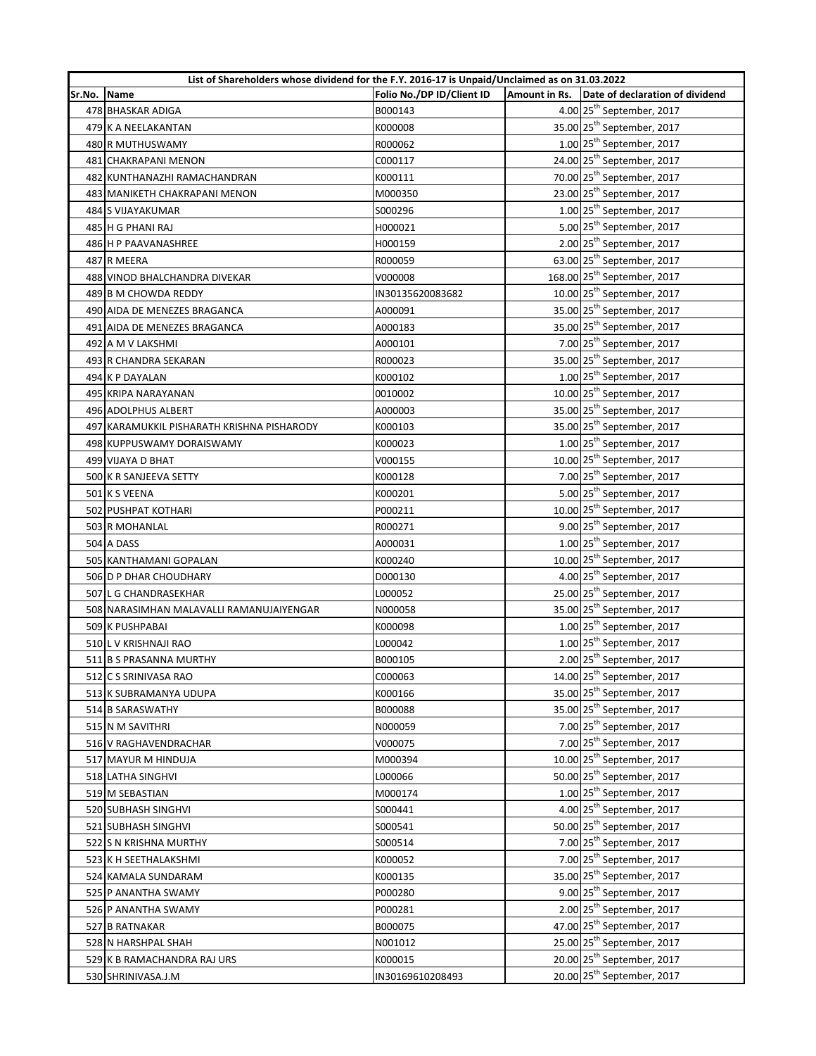| List of Shareholders whose dividend for the F.Y. 2016-17 is Unpaid/Unclaimed as on 31.03.2022 | | | | |
|---|---|---|---|---|
| Sr.No. | Name | Folio No./DP ID/Client ID | Amount in Rs. | Date of declaration of dividend |
| 478 | BHASKAR ADIGA | B000143 | 4.00 | 25th September, 2017 |
| 479 | K A NEELAKANTAN | K000008 | 35.00 | 25th September, 2017 |
| 480 | R MUTHUSWAMY | R000062 | 1.00 | 25th September, 2017 |
| 481 | CHAKRAPANI MENON | C000117 | 24.00 | 25th September, 2017 |
| 482 | KUNTHANAZHI RAMACHANDRAN | K000111 | 70.00 | 25th September, 2017 |
| 483 | MANIKETH CHAKRAPANI MENON | M000350 | 23.00 | 25th September, 2017 |
| 484 | S VIJAYAKUMAR | S000296 | 1.00 | 25th September, 2017 |
| 485 | H G PHANI RAJ | H000021 | 5.00 | 25th September, 2017 |
| 486 | H P PAAVANASHREE | H000159 | 2.00 | 25th September, 2017 |
| 487 | R MEERA | R000059 | 63.00 | 25th September, 2017 |
| 488 | VINOD BHALCHANDRA DIVEKAR | V000008 | 168.00 | 25th September, 2017 |
| 489 | B M CHOWDA REDDY | IN30135620083682 | 10.00 | 25th September, 2017 |
| 490 | AIDA DE MENEZES BRAGANCA | A000091 | 35.00 | 25th September, 2017 |
| 491 | AIDA DE MENEZES BRAGANCA | A000183 | 35.00 | 25th September, 2017 |
| 492 | A M V LAKSHMI | A000101 | 7.00 | 25th September, 2017 |
| 493 | R CHANDRA SEKARAN | R000023 | 35.00 | 25th September, 2017 |
| 494 | K P DAYALAN | K000102 | 1.00 | 25th September, 2017 |
| 495 | KRIPA NARAYANAN | 0010002 | 10.00 | 25th September, 2017 |
| 496 | ADOLPHUS ALBERT | A000003 | 35.00 | 25th September, 2017 |
| 497 | KARAMUKKIL PISHARATH KRISHNA PISHARODY | K000103 | 35.00 | 25th September, 2017 |
| 498 | KUPPUSWAMY DORAISWAMY | K000023 | 1.00 | 25th September, 2017 |
| 499 | VIJAYA D BHAT | V000155 | 10.00 | 25th September, 2017 |
| 500 | K R SANJEEVA SETTY | K000128 | 7.00 | 25th September, 2017 |
| 501 | K S VEENA | K000201 | 5.00 | 25th September, 2017 |
| 502 | PUSHPAT KOTHARI | P000211 | 10.00 | 25th September, 2017 |
| 503 | R MOHANLAL | R000271 | 9.00 | 25th September, 2017 |
| 504 | A DASS | A000031 | 1.00 | 25th September, 2017 |
| 505 | KANTHAMANI GOPALAN | K000240 | 10.00 | 25th September, 2017 |
| 506 | D P DHAR CHOUDHARY | D000130 | 4.00 | 25th September, 2017 |
| 507 | L G CHANDRASEKHAR | L000052 | 25.00 | 25th September, 2017 |
| 508 | NARASIMHAN MALAVALLI RAMANUJAIYENGAR | N000058 | 35.00 | 25th September, 2017 |
| 509 | K PUSHPABAI | K000098 | 1.00 | 25th September, 2017 |
| 510 | L V KRISHNAJI RAO | L000042 | 1.00 | 25th September, 2017 |
| 511 | B S PRASANNA MURTHY | B000105 | 2.00 | 25th September, 2017 |
| 512 | C S SRINIVASA RAO | C000063 | 14.00 | 25th September, 2017 |
| 513 | K SUBRAMANYA UDUPA | K000166 | 35.00 | 25th September, 2017 |
| 514 | B SARASWATHY | B000088 | 35.00 | 25th September, 2017 |
| 515 | N M SAVITHRI | N000059 | 7.00 | 25th September, 2017 |
| 516 | V RAGHAVENDRACHAR | V000075 | 7.00 | 25th September, 2017 |
| 517 | MAYUR M HINDUJA | M000394 | 10.00 | 25th September, 2017 |
| 518 | LATHA SINGHVI | L000066 | 50.00 | 25th September, 2017 |
| 519 | M SEBASTIAN | M000174 | 1.00 | 25th September, 2017 |
| 520 | SUBHASH SINGHVI | S000441 | 4.00 | 25th September, 2017 |
| 521 | SUBHASH SINGHVI | S000541 | 50.00 | 25th September, 2017 |
| 522 | S N KRISHNA MURTHY | S000514 | 7.00 | 25th September, 2017 |
| 523 | K H SEETHALAKSHMI | K000052 | 7.00 | 25th September, 2017 |
| 524 | KAMALA SUNDARAM | K000135 | 35.00 | 25th September, 2017 |
| 525 | P ANANTHA SWAMY | P000280 | 9.00 | 25th September, 2017 |
| 526 | P ANANTHA SWAMY | P000281 | 2.00 | 25th September, 2017 |
| 527 | B RATNAKAR | B000075 | 47.00 | 25th September, 2017 |
| 528 | N HARSHPAL SHAH | N001012 | 25.00 | 25th September, 2017 |
| 529 | K B RAMACHANDRA RAJ URS | K000015 | 20.00 | 25th September, 2017 |
| 530 | SHRINIVASA.J.M | IN30169610208493 | 20.00 | 25th September, 2017 |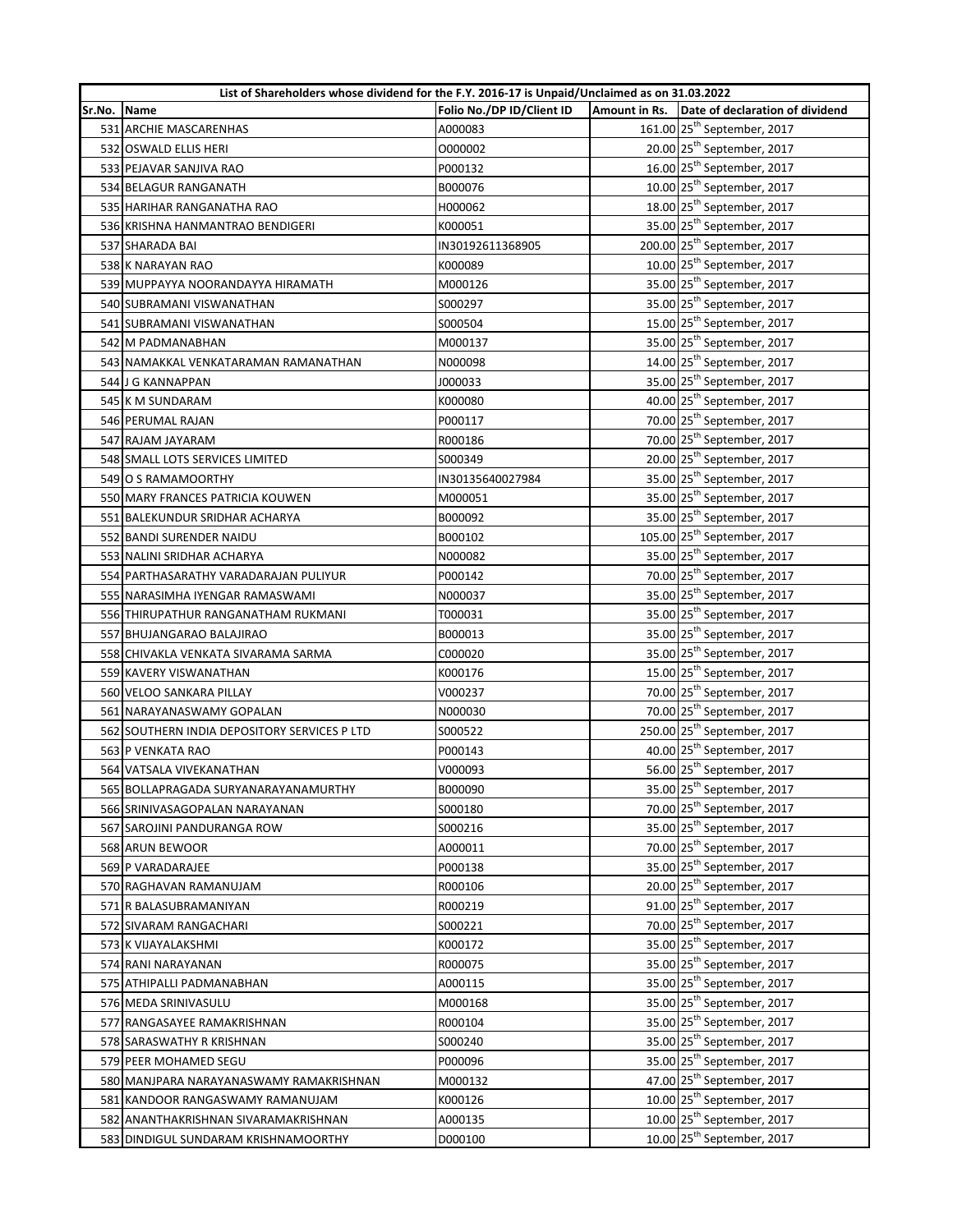| List of Shareholders whose dividend for the F.Y. 2016-17 is Unpaid/Unclaimed as on 31.03.2022 | | | | |
|---|---|---|---|---|
| Sr.No. | Name | Folio No./DP ID/Client ID | Amount in Rs. | Date of declaration of dividend |
| 531 | ARCHIE MASCARENHAS | A000083 | 161.00 | 25th September, 2017 |
| 532 | OSWALD ELLIS HERI | O000002 | 20.00 | 25th September, 2017 |
| 533 | PEJAVAR SANJIVA RAO | P000132 | 16.00 | 25th September, 2017 |
| 534 | BELAGUR RANGANATH | B000076 | 10.00 | 25th September, 2017 |
| 535 | HARIHAR RANGANATHA RAO | H000062 | 18.00 | 25th September, 2017 |
| 536 | KRISHNA HANMANTRAO BENDIGERI | K000051 | 35.00 | 25th September, 2017 |
| 537 | SHARADA BAI | IN30192611368905 | 200.00 | 25th September, 2017 |
| 538 | K NARAYAN RAO | K000089 | 10.00 | 25th September, 2017 |
| 539 | MUPPAYYA NOORANDAYYA HIRAMATH | M000126 | 35.00 | 25th September, 2017 |
| 540 | SUBRAMANI VISWANATHAN | S000297 | 35.00 | 25th September, 2017 |
| 541 | SUBRAMANI VISWANATHAN | S000504 | 15.00 | 25th September, 2017 |
| 542 | M PADMANABHAN | M000137 | 35.00 | 25th September, 2017 |
| 543 | NAMAKKAL VENKATARAMAN RAMANATHAN | N000098 | 14.00 | 25th September, 2017 |
| 544 | J G KANNAPPAN | J000033 | 35.00 | 25th September, 2017 |
| 545 | K M SUNDARAM | K000080 | 40.00 | 25th September, 2017 |
| 546 | PERUMAL RAJAN | P000117 | 70.00 | 25th September, 2017 |
| 547 | RAJAM JAYARAM | R000186 | 70.00 | 25th September, 2017 |
| 548 | SMALL LOTS SERVICES LIMITED | S000349 | 20.00 | 25th September, 2017 |
| 549 | O S RAMAMOORTHY | IN30135640027984 | 35.00 | 25th September, 2017 |
| 550 | MARY FRANCES PATRICIA KOUWEN | M000051 | 35.00 | 25th September, 2017 |
| 551 | BALEKUNDUR SRIDHAR ACHARYA | B000092 | 35.00 | 25th September, 2017 |
| 552 | BANDI SURENDER NAIDU | B000102 | 105.00 | 25th September, 2017 |
| 553 | NALINI SRIDHAR ACHARYA | N000082 | 35.00 | 25th September, 2017 |
| 554 | PARTHASARATHY VARADARAJAN PULIYUR | P000142 | 70.00 | 25th September, 2017 |
| 555 | NARASIMHA IYENGAR RAMASWAMI | N000037 | 35.00 | 25th September, 2017 |
| 556 | THIRUPATHUR RANGANATHAM RUKMANI | T000031 | 35.00 | 25th September, 2017 |
| 557 | BHUJANGARAO BALAJIRAO | B000013 | 35.00 | 25th September, 2017 |
| 558 | CHIVAKLA VENKATA SIVARAMA SARMA | C000020 | 35.00 | 25th September, 2017 |
| 559 | KAVERY VISWANATHAN | K000176 | 15.00 | 25th September, 2017 |
| 560 | VELOO SANKARA PILLAY | V000237 | 70.00 | 25th September, 2017 |
| 561 | NARAYANASWAMY GOPALAN | N000030 | 70.00 | 25th September, 2017 |
| 562 | SOUTHERN INDIA DEPOSITORY SERVICES P LTD | S000522 | 250.00 | 25th September, 2017 |
| 563 | P VENKATA RAO | P000143 | 40.00 | 25th September, 2017 |
| 564 | VATSALA VIVEKANATHAN | V000093 | 56.00 | 25th September, 2017 |
| 565 | BOLLAPRAGADA SURYANARAYANAMURTHY | B000090 | 35.00 | 25th September, 2017 |
| 566 | SRINIVASAGOPALAN NARAYANAN | S000180 | 70.00 | 25th September, 2017 |
| 567 | SAROJINI PANDURANGA ROW | S000216 | 35.00 | 25th September, 2017 |
| 568 | ARUN BEWOOR | A000011 | 70.00 | 25th September, 2017 |
| 569 | P VARADARAJEE | P000138 | 35.00 | 25th September, 2017 |
| 570 | RAGHAVAN RAMANUJAM | R000106 | 20.00 | 25th September, 2017 |
| 571 | R BALASUBRAMANIYAN | R000219 | 91.00 | 25th September, 2017 |
| 572 | SIVARAM RANGACHARI | S000221 | 70.00 | 25th September, 2017 |
| 573 | K VIJAYALAKSHMI | K000172 | 35.00 | 25th September, 2017 |
| 574 | RANI NARAYANAN | R000075 | 35.00 | 25th September, 2017 |
| 575 | ATHIPALLI PADMANABHAN | A000115 | 35.00 | 25th September, 2017 |
| 576 | MEDA SRINIVASULU | M000168 | 35.00 | 25th September, 2017 |
| 577 | RANGASAYEE RAMAKRISHNAN | R000104 | 35.00 | 25th September, 2017 |
| 578 | SARASWATHY R KRISHNAN | S000240 | 35.00 | 25th September, 2017 |
| 579 | PEER MOHAMED SEGU | P000096 | 35.00 | 25th September, 2017 |
| 580 | MANJPARA NARAYANASWAMY RAMAKRISHNAN | M000132 | 47.00 | 25th September, 2017 |
| 581 | KANDOOR RANGASWAMY RAMANUJAM | K000126 | 10.00 | 25th September, 2017 |
| 582 | ANANTHAKRISHNAN SIVARAMAKRISHNAN | A000135 | 10.00 | 25th September, 2017 |
| 583 | DINDIGUL SUNDARAM KRISHNAMOORTHY | D000100 | 10.00 | 25th September, 2017 |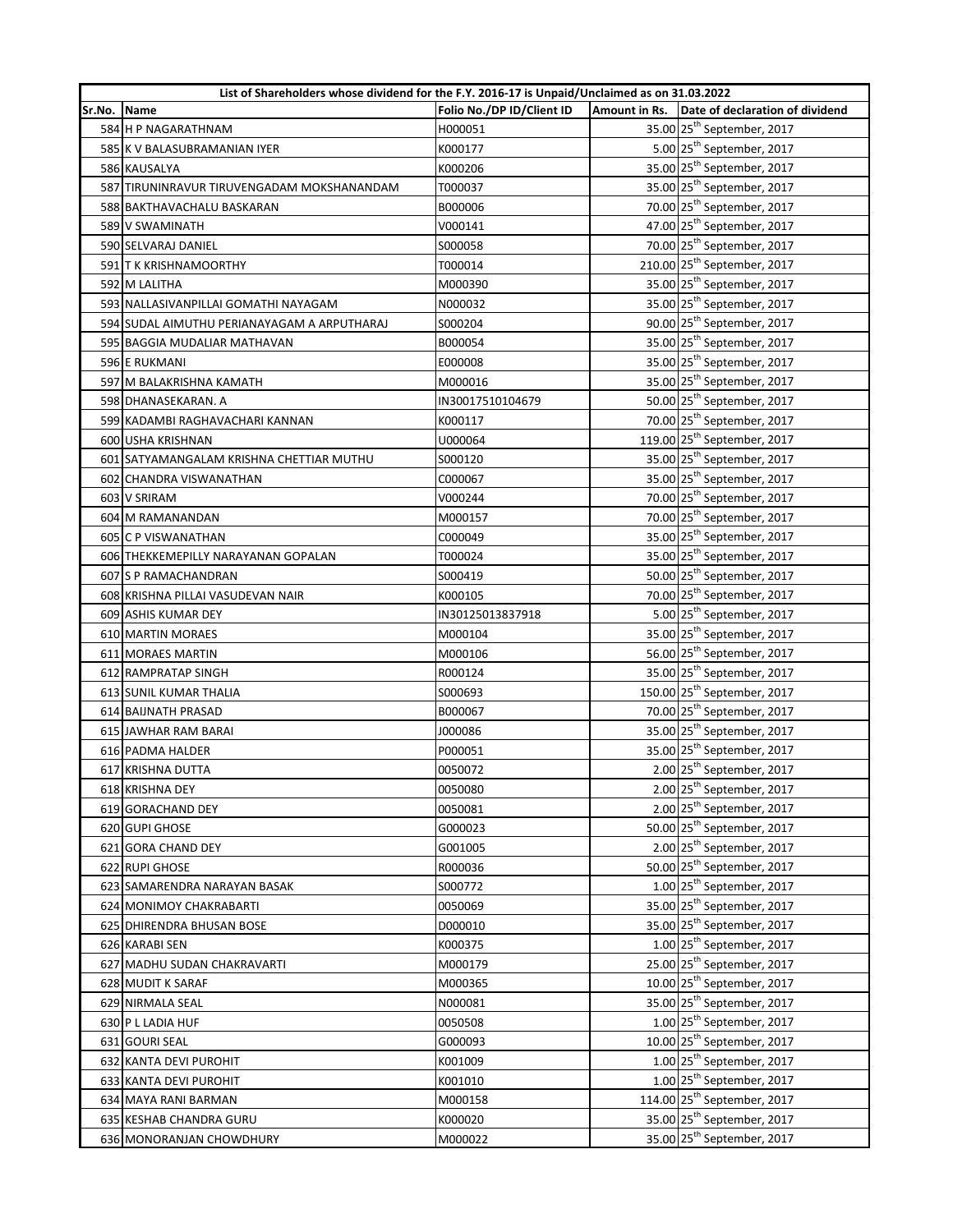| List of Shareholders whose dividend for the F.Y. 2016-17 is Unpaid/Unclaimed as on 31.03.2022 | | | | |
|---|---|---|---|---|
| Sr.No. | Name | Folio No./DP ID/Client ID | Amount in Rs. | Date of declaration of dividend |
| 584 | H P NAGARATHNAM | H000051 | 35.00 | 25th September, 2017 |
| 585 | K V BALASUBRAMANIAN IYER | K000177 | 5.00 | 25th September, 2017 |
| 586 | KAUSALYA | K000206 | 35.00 | 25th September, 2017 |
| 587 | TIRUNINRAVUR TIRUVENGADAM MOKSHANANDAM | T000037 | 35.00 | 25th September, 2017 |
| 588 | BAKTHAVACHALU BASKARAN | B000006 | 70.00 | 25th September, 2017 |
| 589 | V SWAMINATH | V000141 | 47.00 | 25th September, 2017 |
| 590 | SELVARAJ DANIEL | S000058 | 70.00 | 25th September, 2017 |
| 591 | T K KRISHNAMOORTHY | T000014 | 210.00 | 25th September, 2017 |
| 592 | M LALITHA | M000390 | 35.00 | 25th September, 2017 |
| 593 | NALLASIVANPILLAI GOMATHI NAYAGAM | N000032 | 35.00 | 25th September, 2017 |
| 594 | SUDAL AIMUTHU PERIANAYAGAM A ARPUTHARAJ | S000204 | 90.00 | 25th September, 2017 |
| 595 | BAGGIA MUDALIAR MATHAVAN | B000054 | 35.00 | 25th September, 2017 |
| 596 | E RUKMANI | E000008 | 35.00 | 25th September, 2017 |
| 597 | M BALAKRISHNA KAMATH | M000016 | 35.00 | 25th September, 2017 |
| 598 | DHANASEKARAN. A | IN30017510104679 | 50.00 | 25th September, 2017 |
| 599 | KADAMBI RAGHAVACHARI KANNAN | K000117 | 70.00 | 25th September, 2017 |
| 600 | USHA KRISHNAN | U000064 | 119.00 | 25th September, 2017 |
| 601 | SATYAMANGALAM KRISHNA CHETTIAR MUTHU | S000120 | 35.00 | 25th September, 2017 |
| 602 | CHANDRA VISWANATHAN | C000067 | 35.00 | 25th September, 2017 |
| 603 | V SRIRAM | V000244 | 70.00 | 25th September, 2017 |
| 604 | M RAMANANDAN | M000157 | 70.00 | 25th September, 2017 |
| 605 | C P VISWANATHAN | C000049 | 35.00 | 25th September, 2017 |
| 606 | THEKKEMEPILLY NARAYANAN GOPALAN | T000024 | 35.00 | 25th September, 2017 |
| 607 | S P RAMACHANDRAN | S000419 | 50.00 | 25th September, 2017 |
| 608 | KRISHNA PILLAI VASUDEVAN NAIR | K000105 | 70.00 | 25th September, 2017 |
| 609 | ASHIS KUMAR DEY | IN30125013837918 | 5.00 | 25th September, 2017 |
| 610 | MARTIN MORAES | M000104 | 35.00 | 25th September, 2017 |
| 611 | MORAES MARTIN | M000106 | 56.00 | 25th September, 2017 |
| 612 | RAMPRATAP SINGH | R000124 | 35.00 | 25th September, 2017 |
| 613 | SUNIL KUMAR THALIA | S000693 | 150.00 | 25th September, 2017 |
| 614 | BAIJNATH PRASAD | B000067 | 70.00 | 25th September, 2017 |
| 615 | JAWHAR RAM BARAI | J000086 | 35.00 | 25th September, 2017 |
| 616 | PADMA HALDER | P000051 | 35.00 | 25th September, 2017 |
| 617 | KRISHNA DUTTA | 0050072 | 2.00 | 25th September, 2017 |
| 618 | KRISHNA DEY | 0050080 | 2.00 | 25th September, 2017 |
| 619 | GORACHAND DEY | 0050081 | 2.00 | 25th September, 2017 |
| 620 | GUPI GHOSE | G000023 | 50.00 | 25th September, 2017 |
| 621 | GORA CHAND DEY | G001005 | 2.00 | 25th September, 2017 |
| 622 | RUPI GHOSE | R000036 | 50.00 | 25th September, 2017 |
| 623 | SAMARENDRA NARAYAN BASAK | S000772 | 1.00 | 25th September, 2017 |
| 624 | MONIMOY CHAKRABARTI | 0050069 | 35.00 | 25th September, 2017 |
| 625 | DHIRENDRA BHUSAN BOSE | D000010 | 35.00 | 25th September, 2017 |
| 626 | KARABI SEN | K000375 | 1.00 | 25th September, 2017 |
| 627 | MADHU SUDAN CHAKRAVARTI | M000179 | 25.00 | 25th September, 2017 |
| 628 | MUDIT K SARAF | M000365 | 10.00 | 25th September, 2017 |
| 629 | NIRMALA SEAL | N000081 | 35.00 | 25th September, 2017 |
| 630 | P L LADIA HUF | 0050508 | 1.00 | 25th September, 2017 |
| 631 | GOURI SEAL | G000093 | 10.00 | 25th September, 2017 |
| 632 | KANTA DEVI PUROHIT | K001009 | 1.00 | 25th September, 2017 |
| 633 | KANTA DEVI PUROHIT | K001010 | 1.00 | 25th September, 2017 |
| 634 | MAYA RANI BARMAN | M000158 | 114.00 | 25th September, 2017 |
| 635 | KESHAB CHANDRA GURU | K000020 | 35.00 | 25th September, 2017 |
| 636 | MONORANJAN CHOWDHURY | M000022 | 35.00 | 25th September, 2017 |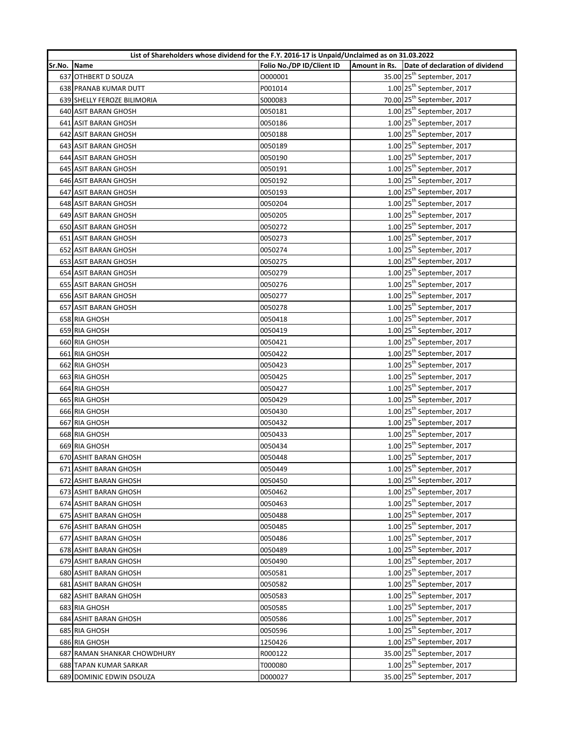| List of Shareholders whose dividend for the F.Y. 2016-17 is Unpaid/Unclaimed as on 31.03.2022 | | | | |
|---|---|---|---|---|
| Sr.No. | Name | Folio No./DP ID/Client ID | Amount in Rs. | Date of declaration of dividend |
| 637 | OTHBERT D SOUZA | O000001 | 35.00 | 25th September, 2017 |
| 638 | PRANAB KUMAR DUTT | P001014 | 1.00 | 25th September, 2017 |
| 639 | SHELLY FEROZE BILIMORIA | S000083 | 70.00 | 25th September, 2017 |
| 640 | ASIT BARAN GHOSH | 0050181 | 1.00 | 25th September, 2017 |
| 641 | ASIT BARAN GHOSH | 0050186 | 1.00 | 25th September, 2017 |
| 642 | ASIT BARAN GHOSH | 0050188 | 1.00 | 25th September, 2017 |
| 643 | ASIT BARAN GHOSH | 0050189 | 1.00 | 25th September, 2017 |
| 644 | ASIT BARAN GHOSH | 0050190 | 1.00 | 25th September, 2017 |
| 645 | ASIT BARAN GHOSH | 0050191 | 1.00 | 25th September, 2017 |
| 646 | ASIT BARAN GHOSH | 0050192 | 1.00 | 25th September, 2017 |
| 647 | ASIT BARAN GHOSH | 0050193 | 1.00 | 25th September, 2017 |
| 648 | ASIT BARAN GHOSH | 0050204 | 1.00 | 25th September, 2017 |
| 649 | ASIT BARAN GHOSH | 0050205 | 1.00 | 25th September, 2017 |
| 650 | ASIT BARAN GHOSH | 0050272 | 1.00 | 25th September, 2017 |
| 651 | ASIT BARAN GHOSH | 0050273 | 1.00 | 25th September, 2017 |
| 652 | ASIT BARAN GHOSH | 0050274 | 1.00 | 25th September, 2017 |
| 653 | ASIT BARAN GHOSH | 0050275 | 1.00 | 25th September, 2017 |
| 654 | ASIT BARAN GHOSH | 0050279 | 1.00 | 25th September, 2017 |
| 655 | ASIT BARAN GHOSH | 0050276 | 1.00 | 25th September, 2017 |
| 656 | ASIT BARAN GHOSH | 0050277 | 1.00 | 25th September, 2017 |
| 657 | ASIT BARAN GHOSH | 0050278 | 1.00 | 25th September, 2017 |
| 658 | RIA GHOSH | 0050418 | 1.00 | 25th September, 2017 |
| 659 | RIA GHOSH | 0050419 | 1.00 | 25th September, 2017 |
| 660 | RIA GHOSH | 0050421 | 1.00 | 25th September, 2017 |
| 661 | RIA GHOSH | 0050422 | 1.00 | 25th September, 2017 |
| 662 | RIA GHOSH | 0050423 | 1.00 | 25th September, 2017 |
| 663 | RIA GHOSH | 0050425 | 1.00 | 25th September, 2017 |
| 664 | RIA GHOSH | 0050427 | 1.00 | 25th September, 2017 |
| 665 | RIA GHOSH | 0050429 | 1.00 | 25th September, 2017 |
| 666 | RIA GHOSH | 0050430 | 1.00 | 25th September, 2017 |
| 667 | RIA GHOSH | 0050432 | 1.00 | 25th September, 2017 |
| 668 | RIA GHOSH | 0050433 | 1.00 | 25th September, 2017 |
| 669 | RIA GHOSH | 0050434 | 1.00 | 25th September, 2017 |
| 670 | ASHIT BARAN GHOSH | 0050448 | 1.00 | 25th September, 2017 |
| 671 | ASHIT BARAN GHOSH | 0050449 | 1.00 | 25th September, 2017 |
| 672 | ASHIT BARAN GHOSH | 0050450 | 1.00 | 25th September, 2017 |
| 673 | ASHIT BARAN GHOSH | 0050462 | 1.00 | 25th September, 2017 |
| 674 | ASHIT BARAN GHOSH | 0050463 | 1.00 | 25th September, 2017 |
| 675 | ASHIT BARAN GHOSH | 0050488 | 1.00 | 25th September, 2017 |
| 676 | ASHIT BARAN GHOSH | 0050485 | 1.00 | 25th September, 2017 |
| 677 | ASHIT BARAN GHOSH | 0050486 | 1.00 | 25th September, 2017 |
| 678 | ASHIT BARAN GHOSH | 0050489 | 1.00 | 25th September, 2017 |
| 679 | ASHIT BARAN GHOSH | 0050490 | 1.00 | 25th September, 2017 |
| 680 | ASHIT BARAN GHOSH | 0050581 | 1.00 | 25th September, 2017 |
| 681 | ASHIT BARAN GHOSH | 0050582 | 1.00 | 25th September, 2017 |
| 682 | ASHIT BARAN GHOSH | 0050583 | 1.00 | 25th September, 2017 |
| 683 | RIA GHOSH | 0050585 | 1.00 | 25th September, 2017 |
| 684 | ASHIT BARAN GHOSH | 0050586 | 1.00 | 25th September, 2017 |
| 685 | RIA GHOSH | 0050596 | 1.00 | 25th September, 2017 |
| 686 | RIA GHOSH | 1250426 | 1.00 | 25th September, 2017 |
| 687 | RAMAN SHANKAR CHOWDHURY | R000122 | 35.00 | 25th September, 2017 |
| 688 | TAPAN KUMAR SARKAR | T000080 | 1.00 | 25th September, 2017 |
| 689 | DOMINIC EDWIN DSOUZA | D000027 | 35.00 | 25th September, 2017 |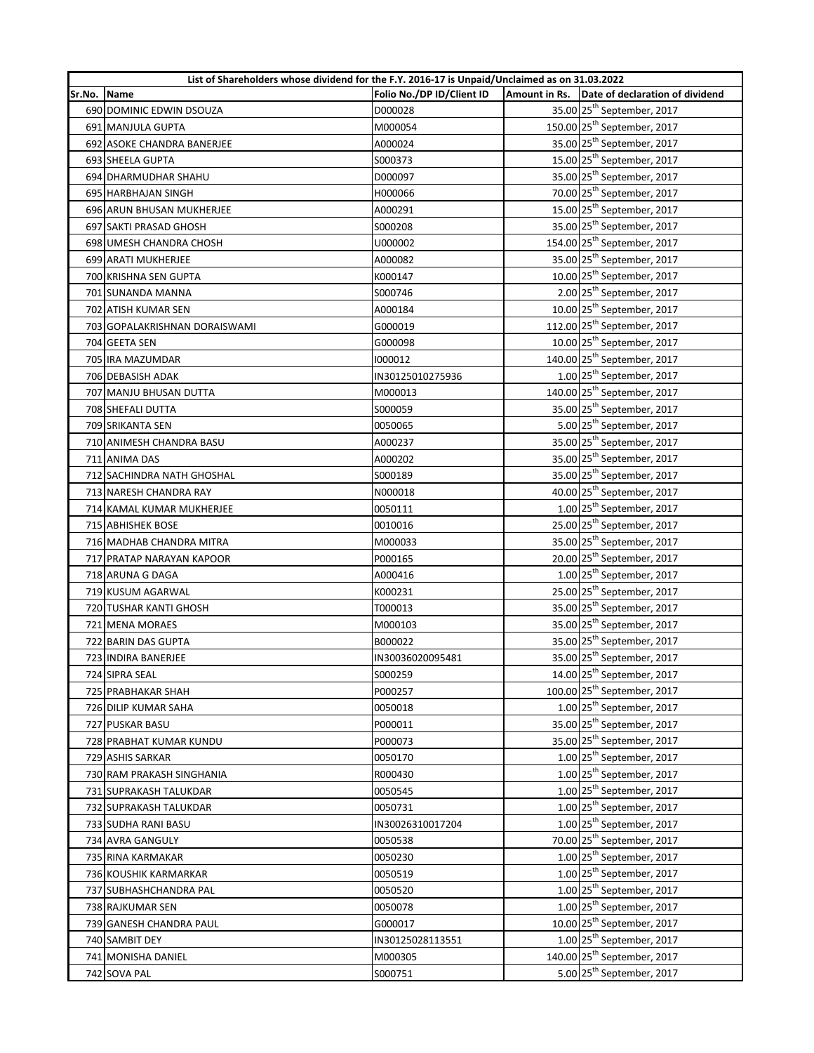| List of Shareholders whose dividend for the F.Y. 2016-17 is Unpaid/Unclaimed as on 31.03.2022 | | | | |
|---|---|---|---|---|
| Sr.No. | Name | Folio No./DP ID/Client ID | Amount in Rs. | Date of declaration of dividend |
| 690 | DOMINIC EDWIN DSOUZA | D000028 | 35.00 | 25th September, 2017 |
| 691 | MANJULA GUPTA | M000054 | 150.00 | 25th September, 2017 |
| 692 | ASOKE CHANDRA BANERJEE | A000024 | 35.00 | 25th September, 2017 |
| 693 | SHEELA GUPTA | S000373 | 15.00 | 25th September, 2017 |
| 694 | DHARMUDHAR SHAHU | D000097 | 35.00 | 25th September, 2017 |
| 695 | HARBHAJAN SINGH | H000066 | 70.00 | 25th September, 2017 |
| 696 | ARUN BHUSAN MUKHERJEE | A000291 | 15.00 | 25th September, 2017 |
| 697 | SAKTI PRASAD GHOSH | S000208 | 35.00 | 25th September, 2017 |
| 698 | UMESH CHANDRA CHOSH | U000002 | 154.00 | 25th September, 2017 |
| 699 | ARATI MUKHERJEE | A000082 | 35.00 | 25th September, 2017 |
| 700 | KRISHNA SEN GUPTA | K000147 | 10.00 | 25th September, 2017 |
| 701 | SUNANDA MANNA | S000746 | 2.00 | 25th September, 2017 |
| 702 | ATISH KUMAR SEN | A000184 | 10.00 | 25th September, 2017 |
| 703 | GOPALAKRISHNAN DORAISWAMI | G000019 | 112.00 | 25th September, 2017 |
| 704 | GEETA SEN | G000098 | 10.00 | 25th September, 2017 |
| 705 | IRA MAZUMDAR | I000012 | 140.00 | 25th September, 2017 |
| 706 | DEBASISH ADAK | IN30125010275936 | 1.00 | 25th September, 2017 |
| 707 | MANJU BHUSAN DUTTA | M000013 | 140.00 | 25th September, 2017 |
| 708 | SHEFALI DUTTA | S000059 | 35.00 | 25th September, 2017 |
| 709 | SRIKANTA SEN | 0050065 | 5.00 | 25th September, 2017 |
| 710 | ANIMESH CHANDRA BASU | A000237 | 35.00 | 25th September, 2017 |
| 711 | ANIMA DAS | A000202 | 35.00 | 25th September, 2017 |
| 712 | SACHINDRA NATH GHOSHAL | S000189 | 35.00 | 25th September, 2017 |
| 713 | NARESH CHANDRA RAY | N000018 | 40.00 | 25th September, 2017 |
| 714 | KAMAL KUMAR MUKHERJEE | 0050111 | 1.00 | 25th September, 2017 |
| 715 | ABHISHEK BOSE | 0010016 | 25.00 | 25th September, 2017 |
| 716 | MADHAB CHANDRA MITRA | M000033 | 35.00 | 25th September, 2017 |
| 717 | PRATAP NARAYAN KAPOOR | P000165 | 20.00 | 25th September, 2017 |
| 718 | ARUNA G DAGA | A000416 | 1.00 | 25th September, 2017 |
| 719 | KUSUM AGARWAL | K000231 | 25.00 | 25th September, 2017 |
| 720 | TUSHAR KANTI GHOSH | T000013 | 35.00 | 25th September, 2017 |
| 721 | MENA MORAES | M000103 | 35.00 | 25th September, 2017 |
| 722 | BARIN DAS GUPTA | B000022 | 35.00 | 25th September, 2017 |
| 723 | INDIRA BANERJEE | IN30036020095481 | 35.00 | 25th September, 2017 |
| 724 | SIPRA SEAL | S000259 | 14.00 | 25th September, 2017 |
| 725 | PRABHAKAR SHAH | P000257 | 100.00 | 25th September, 2017 |
| 726 | DILIP KUMAR SAHA | 0050018 | 1.00 | 25th September, 2017 |
| 727 | PUSKAR BASU | P000011 | 35.00 | 25th September, 2017 |
| 728 | PRABHAT KUMAR KUNDU | P000073 | 35.00 | 25th September, 2017 |
| 729 | ASHIS SARKAR | 0050170 | 1.00 | 25th September, 2017 |
| 730 | RAM PRAKASH SINGHANIA | R000430 | 1.00 | 25th September, 2017 |
| 731 | SUPRAKASH TALUKDAR | 0050545 | 1.00 | 25th September, 2017 |
| 732 | SUPRAKASH TALUKDAR | 0050731 | 1.00 | 25th September, 2017 |
| 733 | SUDHA RANI BASU | IN30026310017204 | 1.00 | 25th September, 2017 |
| 734 | AVRA GANGULY | 0050538 | 70.00 | 25th September, 2017 |
| 735 | RINA KARMAKAR | 0050230 | 1.00 | 25th September, 2017 |
| 736 | KOUSHIK KARMARKAR | 0050519 | 1.00 | 25th September, 2017 |
| 737 | SUBHASHCHANDRA PAL | 0050520 | 1.00 | 25th September, 2017 |
| 738 | RAJKUMAR SEN | 0050078 | 1.00 | 25th September, 2017 |
| 739 | GANESH CHANDRA PAUL | G000017 | 10.00 | 25th September, 2017 |
| 740 | SAMBIT DEY | IN30125028113551 | 1.00 | 25th September, 2017 |
| 741 | MONISHA DANIEL | M000305 | 140.00 | 25th September, 2017 |
| 742 | SOVA PAL | S000751 | 5.00 | 25th September, 2017 |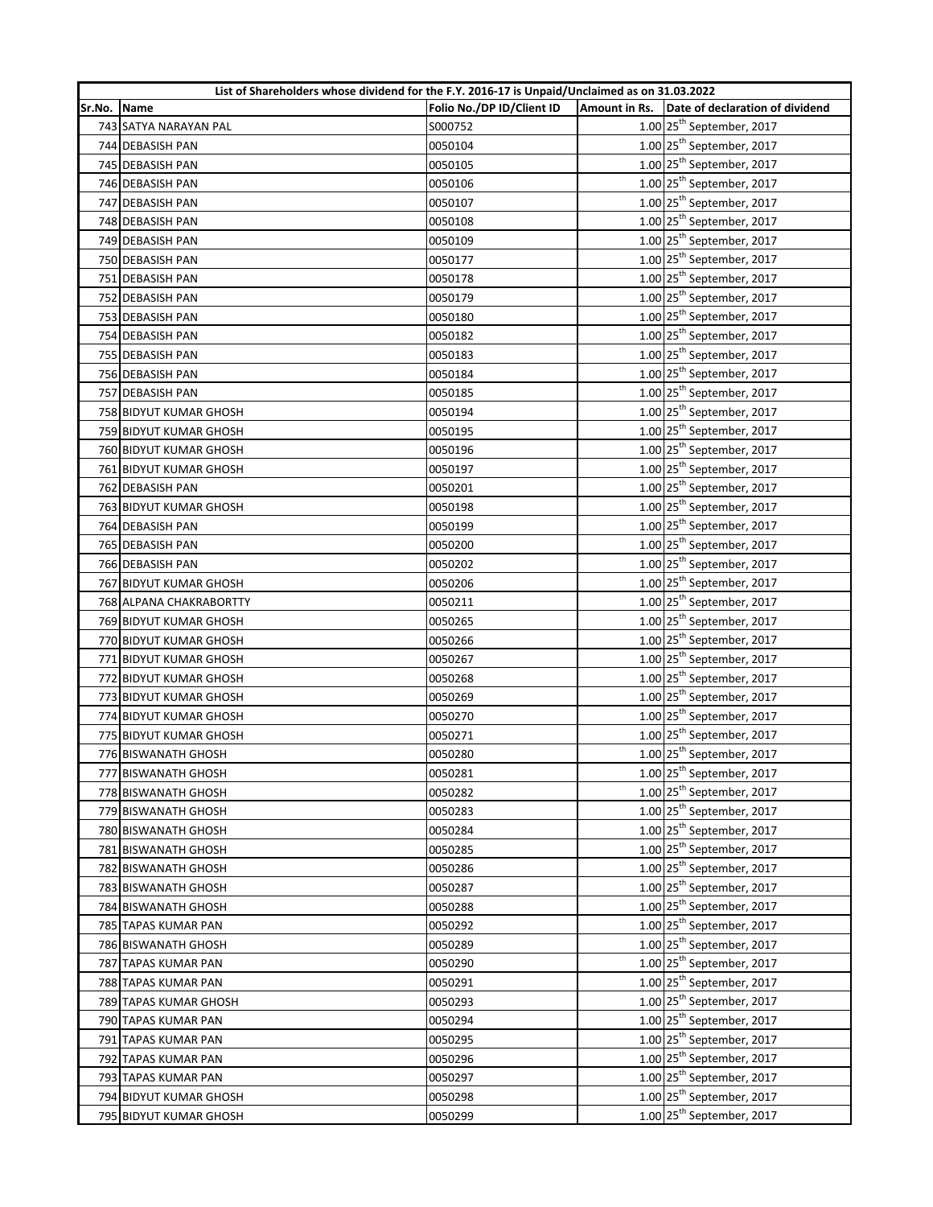| List of Shareholders whose dividend for the F.Y. 2016-17 is Unpaid/Unclaimed as on 31.03.2022 | | | | |
|---|---|---|---|---|
| Sr.No. | Name | Folio No./DP ID/Client ID | Amount in Rs. | Date of declaration of dividend |
| 743 | SATYA NARAYAN PAL | S000752 | 1.00 | 25th September, 2017 |
| 744 | DEBASISH PAN | 0050104 | 1.00 | 25th September, 2017 |
| 745 | DEBASISH PAN | 0050105 | 1.00 | 25th September, 2017 |
| 746 | DEBASISH PAN | 0050106 | 1.00 | 25th September, 2017 |
| 747 | DEBASISH PAN | 0050107 | 1.00 | 25th September, 2017 |
| 748 | DEBASISH PAN | 0050108 | 1.00 | 25th September, 2017 |
| 749 | DEBASISH PAN | 0050109 | 1.00 | 25th September, 2017 |
| 750 | DEBASISH PAN | 0050177 | 1.00 | 25th September, 2017 |
| 751 | DEBASISH PAN | 0050178 | 1.00 | 25th September, 2017 |
| 752 | DEBASISH PAN | 0050179 | 1.00 | 25th September, 2017 |
| 753 | DEBASISH PAN | 0050180 | 1.00 | 25th September, 2017 |
| 754 | DEBASISH PAN | 0050182 | 1.00 | 25th September, 2017 |
| 755 | DEBASISH PAN | 0050183 | 1.00 | 25th September, 2017 |
| 756 | DEBASISH PAN | 0050184 | 1.00 | 25th September, 2017 |
| 757 | DEBASISH PAN | 0050185 | 1.00 | 25th September, 2017 |
| 758 | BIDYUT KUMAR GHOSH | 0050194 | 1.00 | 25th September, 2017 |
| 759 | BIDYUT KUMAR GHOSH | 0050195 | 1.00 | 25th September, 2017 |
| 760 | BIDYUT KUMAR GHOSH | 0050196 | 1.00 | 25th September, 2017 |
| 761 | BIDYUT KUMAR GHOSH | 0050197 | 1.00 | 25th September, 2017 |
| 762 | DEBASISH PAN | 0050201 | 1.00 | 25th September, 2017 |
| 763 | BIDYUT KUMAR GHOSH | 0050198 | 1.00 | 25th September, 2017 |
| 764 | DEBASISH PAN | 0050199 | 1.00 | 25th September, 2017 |
| 765 | DEBASISH PAN | 0050200 | 1.00 | 25th September, 2017 |
| 766 | DEBASISH PAN | 0050202 | 1.00 | 25th September, 2017 |
| 767 | BIDYUT KUMAR GHOSH | 0050206 | 1.00 | 25th September, 2017 |
| 768 | ALPANA CHAKRABORTTY | 0050211 | 1.00 | 25th September, 2017 |
| 769 | BIDYUT KUMAR GHOSH | 0050265 | 1.00 | 25th September, 2017 |
| 770 | BIDYUT KUMAR GHOSH | 0050266 | 1.00 | 25th September, 2017 |
| 771 | BIDYUT KUMAR GHOSH | 0050267 | 1.00 | 25th September, 2017 |
| 772 | BIDYUT KUMAR GHOSH | 0050268 | 1.00 | 25th September, 2017 |
| 773 | BIDYUT KUMAR GHOSH | 0050269 | 1.00 | 25th September, 2017 |
| 774 | BIDYUT KUMAR GHOSH | 0050270 | 1.00 | 25th September, 2017 |
| 775 | BIDYUT KUMAR GHOSH | 0050271 | 1.00 | 25th September, 2017 |
| 776 | BISWANATH GHOSH | 0050280 | 1.00 | 25th September, 2017 |
| 777 | BISWANATH GHOSH | 0050281 | 1.00 | 25th September, 2017 |
| 778 | BISWANATH GHOSH | 0050282 | 1.00 | 25th September, 2017 |
| 779 | BISWANATH GHOSH | 0050283 | 1.00 | 25th September, 2017 |
| 780 | BISWANATH GHOSH | 0050284 | 1.00 | 25th September, 2017 |
| 781 | BISWANATH GHOSH | 0050285 | 1.00 | 25th September, 2017 |
| 782 | BISWANATH GHOSH | 0050286 | 1.00 | 25th September, 2017 |
| 783 | BISWANATH GHOSH | 0050287 | 1.00 | 25th September, 2017 |
| 784 | BISWANATH GHOSH | 0050288 | 1.00 | 25th September, 2017 |
| 785 | TAPAS KUMAR PAN | 0050292 | 1.00 | 25th September, 2017 |
| 786 | BISWANATH GHOSH | 0050289 | 1.00 | 25th September, 2017 |
| 787 | TAPAS KUMAR PAN | 0050290 | 1.00 | 25th September, 2017 |
| 788 | TAPAS KUMAR PAN | 0050291 | 1.00 | 25th September, 2017 |
| 789 | TAPAS KUMAR GHOSH | 0050293 | 1.00 | 25th September, 2017 |
| 790 | TAPAS KUMAR PAN | 0050294 | 1.00 | 25th September, 2017 |
| 791 | TAPAS KUMAR PAN | 0050295 | 1.00 | 25th September, 2017 |
| 792 | TAPAS KUMAR PAN | 0050296 | 1.00 | 25th September, 2017 |
| 793 | TAPAS KUMAR PAN | 0050297 | 1.00 | 25th September, 2017 |
| 794 | BIDYUT KUMAR GHOSH | 0050298 | 1.00 | 25th September, 2017 |
| 795 | BIDYUT KUMAR GHOSH | 0050299 | 1.00 | 25th September, 2017 |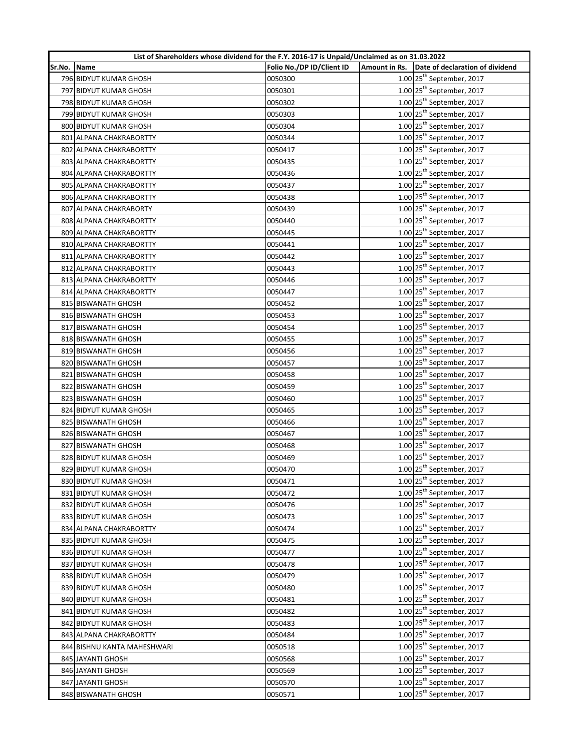| List of Shareholders whose dividend for the F.Y. 2016-17 is Unpaid/Unclaimed as on 31.03.2022 | | | | |
|---|---|---|---|---|
| Sr.No. | Name | Folio No./DP ID/Client ID | Amount in Rs. | Date of declaration of dividend |
| 796 | BIDYUT KUMAR GHOSH | 0050300 | 1.00 | 25th September, 2017 |
| 797 | BIDYUT KUMAR GHOSH | 0050301 | 1.00 | 25th September, 2017 |
| 798 | BIDYUT KUMAR GHOSH | 0050302 | 1.00 | 25th September, 2017 |
| 799 | BIDYUT KUMAR GHOSH | 0050303 | 1.00 | 25th September, 2017 |
| 800 | BIDYUT KUMAR GHOSH | 0050304 | 1.00 | 25th September, 2017 |
| 801 | ALPANA CHAKRABORTTY | 0050344 | 1.00 | 25th September, 2017 |
| 802 | ALPANA CHAKRABORTTY | 0050417 | 1.00 | 25th September, 2017 |
| 803 | ALPANA CHAKRABORTTY | 0050435 | 1.00 | 25th September, 2017 |
| 804 | ALPANA CHAKRABORTTY | 0050436 | 1.00 | 25th September, 2017 |
| 805 | ALPANA CHAKRABORTTY | 0050437 | 1.00 | 25th September, 2017 |
| 806 | ALPANA CHAKRABORTTY | 0050438 | 1.00 | 25th September, 2017 |
| 807 | ALPANA CHAKRABORTY | 0050439 | 1.00 | 25th September, 2017 |
| 808 | ALPANA CHAKRABORTTY | 0050440 | 1.00 | 25th September, 2017 |
| 809 | ALPANA CHAKRABORTTY | 0050445 | 1.00 | 25th September, 2017 |
| 810 | ALPANA CHAKRABORTTY | 0050441 | 1.00 | 25th September, 2017 |
| 811 | ALPANA CHAKRABORTTY | 0050442 | 1.00 | 25th September, 2017 |
| 812 | ALPANA CHAKRABORTTY | 0050443 | 1.00 | 25th September, 2017 |
| 813 | ALPANA CHAKRABORTTY | 0050446 | 1.00 | 25th September, 2017 |
| 814 | ALPANA CHAKRABORTTY | 0050447 | 1.00 | 25th September, 2017 |
| 815 | BISWANATH GHOSH | 0050452 | 1.00 | 25th September, 2017 |
| 816 | BISWANATH GHOSH | 0050453 | 1.00 | 25th September, 2017 |
| 817 | BISWANATH GHOSH | 0050454 | 1.00 | 25th September, 2017 |
| 818 | BISWANATH GHOSH | 0050455 | 1.00 | 25th September, 2017 |
| 819 | BISWANATH GHOSH | 0050456 | 1.00 | 25th September, 2017 |
| 820 | BISWANATH GHOSH | 0050457 | 1.00 | 25th September, 2017 |
| 821 | BISWANATH GHOSH | 0050458 | 1.00 | 25th September, 2017 |
| 822 | BISWANATH GHOSH | 0050459 | 1.00 | 25th September, 2017 |
| 823 | BISWANATH GHOSH | 0050460 | 1.00 | 25th September, 2017 |
| 824 | BIDYUT KUMAR GHOSH | 0050465 | 1.00 | 25th September, 2017 |
| 825 | BISWANATH GHOSH | 0050466 | 1.00 | 25th September, 2017 |
| 826 | BISWANATH GHOSH | 0050467 | 1.00 | 25th September, 2017 |
| 827 | BISWANATH GHOSH | 0050468 | 1.00 | 25th September, 2017 |
| 828 | BIDYUT KUMAR GHOSH | 0050469 | 1.00 | 25th September, 2017 |
| 829 | BIDYUT KUMAR GHOSH | 0050470 | 1.00 | 25th September, 2017 |
| 830 | BIDYUT KUMAR GHOSH | 0050471 | 1.00 | 25th September, 2017 |
| 831 | BIDYUT KUMAR GHOSH | 0050472 | 1.00 | 25th September, 2017 |
| 832 | BIDYUT KUMAR GHOSH | 0050476 | 1.00 | 25th September, 2017 |
| 833 | BIDYUT KUMAR GHOSH | 0050473 | 1.00 | 25th September, 2017 |
| 834 | ALPANA CHAKRABORTTY | 0050474 | 1.00 | 25th September, 2017 |
| 835 | BIDYUT KUMAR GHOSH | 0050475 | 1.00 | 25th September, 2017 |
| 836 | BIDYUT KUMAR GHOSH | 0050477 | 1.00 | 25th September, 2017 |
| 837 | BIDYUT KUMAR GHOSH | 0050478 | 1.00 | 25th September, 2017 |
| 838 | BIDYUT KUMAR GHOSH | 0050479 | 1.00 | 25th September, 2017 |
| 839 | BIDYUT KUMAR GHOSH | 0050480 | 1.00 | 25th September, 2017 |
| 840 | BIDYUT KUMAR GHOSH | 0050481 | 1.00 | 25th September, 2017 |
| 841 | BIDYUT KUMAR GHOSH | 0050482 | 1.00 | 25th September, 2017 |
| 842 | BIDYUT KUMAR GHOSH | 0050483 | 1.00 | 25th September, 2017 |
| 843 | ALPANA CHAKRABORTTY | 0050484 | 1.00 | 25th September, 2017 |
| 844 | BISHNU KANTA MAHESHWARI | 0050518 | 1.00 | 25th September, 2017 |
| 845 | JAYANTI GHOSH | 0050568 | 1.00 | 25th September, 2017 |
| 846 | JAYANTI GHOSH | 0050569 | 1.00 | 25th September, 2017 |
| 847 | JAYANTI GHOSH | 0050570 | 1.00 | 25th September, 2017 |
| 848 | BISWANATH GHOSH | 0050571 | 1.00 | 25th September, 2017 |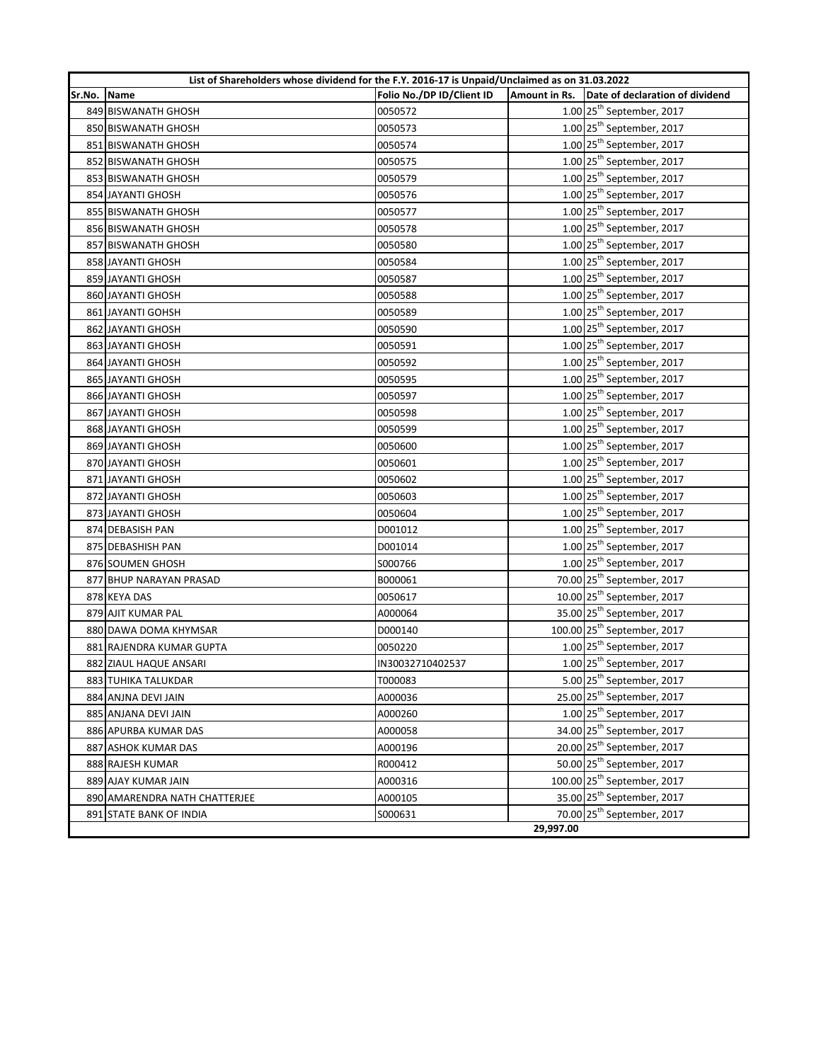| List of Shareholders whose dividend for the F.Y. 2016-17 is Unpaid/Unclaimed as on 31.03.2022 | | | | |
|---|---|---|---|---|
| Sr.No. | Name | Folio No./DP ID/Client ID | Amount in Rs. | Date of declaration of dividend |
| 849 | BISWANATH GHOSH | 0050572 | 1.00 | 25th September, 2017 |
| 850 | BISWANATH GHOSH | 0050573 | 1.00 | 25th September, 2017 |
| 851 | BISWANATH GHOSH | 0050574 | 1.00 | 25th September, 2017 |
| 852 | BISWANATH GHOSH | 0050575 | 1.00 | 25th September, 2017 |
| 853 | BISWANATH GHOSH | 0050579 | 1.00 | 25th September, 2017 |
| 854 | JAYANTI GHOSH | 0050576 | 1.00 | 25th September, 2017 |
| 855 | BISWANATH GHOSH | 0050577 | 1.00 | 25th September, 2017 |
| 856 | BISWANATH GHOSH | 0050578 | 1.00 | 25th September, 2017 |
| 857 | BISWANATH GHOSH | 0050580 | 1.00 | 25th September, 2017 |
| 858 | JAYANTI GHOSH | 0050584 | 1.00 | 25th September, 2017 |
| 859 | JAYANTI GHOSH | 0050587 | 1.00 | 25th September, 2017 |
| 860 | JAYANTI GHOSH | 0050588 | 1.00 | 25th September, 2017 |
| 861 | JAYANTI GOHSH | 0050589 | 1.00 | 25th September, 2017 |
| 862 | JAYANTI GHOSH | 0050590 | 1.00 | 25th September, 2017 |
| 863 | JAYANTI GHOSH | 0050591 | 1.00 | 25th September, 2017 |
| 864 | JAYANTI GHOSH | 0050592 | 1.00 | 25th September, 2017 |
| 865 | JAYANTI GHOSH | 0050595 | 1.00 | 25th September, 2017 |
| 866 | JAYANTI GHOSH | 0050597 | 1.00 | 25th September, 2017 |
| 867 | JAYANTI GHOSH | 0050598 | 1.00 | 25th September, 2017 |
| 868 | JAYANTI GHOSH | 0050599 | 1.00 | 25th September, 2017 |
| 869 | JAYANTI GHOSH | 0050600 | 1.00 | 25th September, 2017 |
| 870 | JAYANTI GHOSH | 0050601 | 1.00 | 25th September, 2017 |
| 871 | JAYANTI GHOSH | 0050602 | 1.00 | 25th September, 2017 |
| 872 | JAYANTI GHOSH | 0050603 | 1.00 | 25th September, 2017 |
| 873 | JAYANTI GHOSH | 0050604 | 1.00 | 25th September, 2017 |
| 874 | DEBASISH PAN | D001012 | 1.00 | 25th September, 2017 |
| 875 | DEBASHISH PAN | D001014 | 1.00 | 25th September, 2017 |
| 876 | SOUMEN GHOSH | S000766 | 1.00 | 25th September, 2017 |
| 877 | BHUP NARAYAN PRASAD | B000061 | 70.00 | 25th September, 2017 |
| 878 | KEYA DAS | 0050617 | 10.00 | 25th September, 2017 |
| 879 | AJIT KUMAR PAL | A000064 | 35.00 | 25th September, 2017 |
| 880 | DAWA DOMA KHYMSAR | D000140 | 100.00 | 25th September, 2017 |
| 881 | RAJENDRA KUMAR GUPTA | 0050220 | 1.00 | 25th September, 2017 |
| 882 | ZIAUL HAQUE ANSARI | IN30032710402537 | 1.00 | 25th September, 2017 |
| 883 | TUHIKA TALUKDAR | T000083 | 5.00 | 25th September, 2017 |
| 884 | ANJNA DEVI JAIN | A000036 | 25.00 | 25th September, 2017 |
| 885 | ANJANA DEVI JAIN | A000260 | 1.00 | 25th September, 2017 |
| 886 | APURBA KUMAR DAS | A000058 | 34.00 | 25th September, 2017 |
| 887 | ASHOK KUMAR DAS | A000196 | 20.00 | 25th September, 2017 |
| 888 | RAJESH KUMAR | R000412 | 50.00 | 25th September, 2017 |
| 889 | AJAY KUMAR JAIN | A000316 | 100.00 | 25th September, 2017 |
| 890 | AMARENDRA NATH CHATTERJEE | A000105 | 35.00 | 25th September, 2017 |
| 891 | STATE BANK OF INDIA | S000631 | 70.00 | 25th September, 2017 |
| | | | 29,997.00 | |